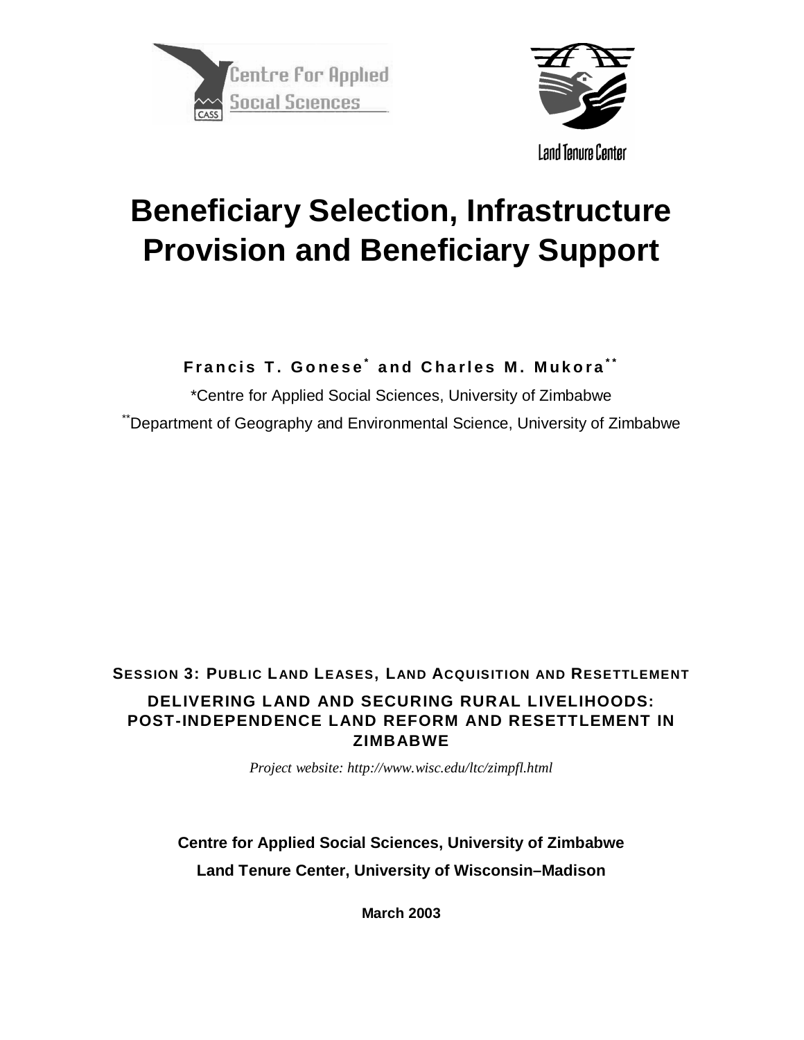Centre For Applied Social Sciences

Land Tenure Center

# Beneficiary Selection, Infrastructure Provision and Beneficiary Support

**Francis T. Gonese[*] and Charles M. Mukora[**]**

*Centre for Applied Social Sciences, University of Zimbabwe

**Department of Geography and Environmental Science, University of Zimbabwe

**SESSION 3: PUBLIC LAND LEASES, LAND ACQUISITION AND RESETTLEMENT**

**DELIVERING LAND AND SECURING RURAL LIVELIHOODS: POST-INDEPENDENCE LAND REFORM AND RESETTLEMENT IN ZIMBABWE**

*Project website: http://www.wisc.edu/ltc/zimpfl.html*

**Centre for Applied Social Sciences, University of Zimbabwe**

**Land Tenure Center, University of Wisconsin–Madison**

**March 2003**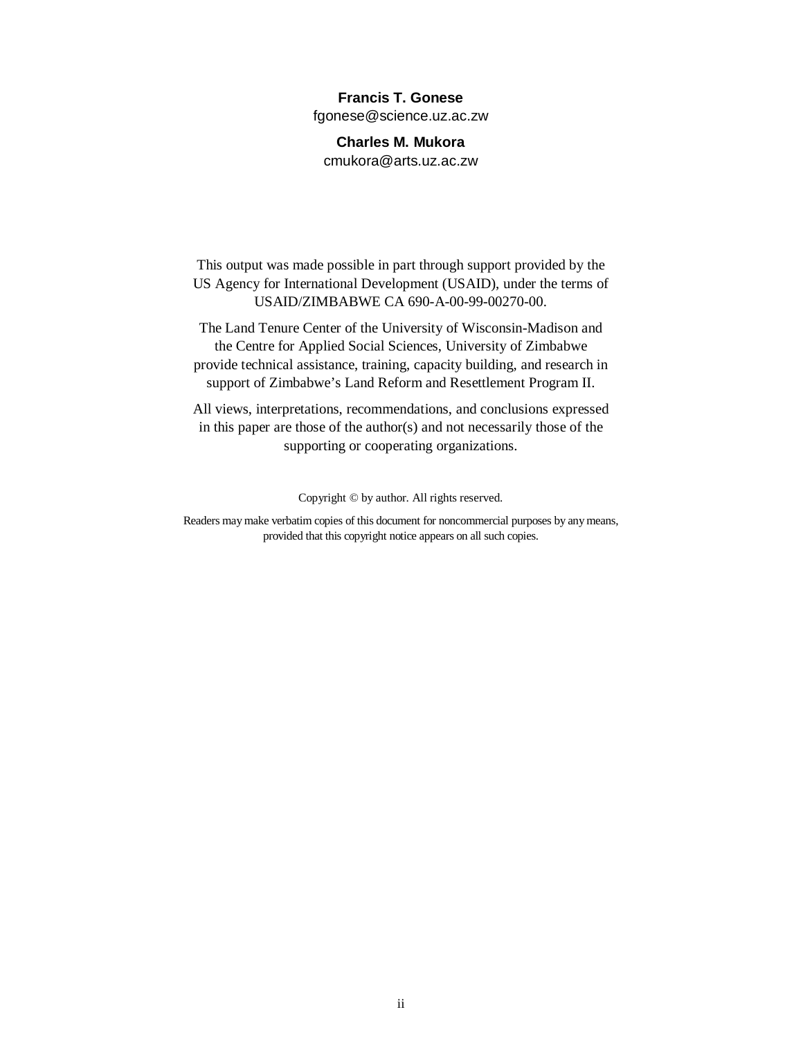**Francis T. Gonese**
fgonese@science.uz.ac.zw

**Charles M. Mukora**
cmukora@arts.uz.ac.zw

This output was made possible in part through support provided by the US Agency for International Development (USAID), under the terms of USAID/ZIMBABWE CA 690-A-00-99-00270-00.

The Land Tenure Center of the University of Wisconsin-Madison and the Centre for Applied Social Sciences, University of Zimbabwe provide technical assistance, training, capacity building, and research in support of Zimbabwe's Land Reform and Resettlement Program II.

All views, interpretations, recommendations, and conclusions expressed in this paper are those of the author(s) and not necessarily those of the supporting or cooperating organizations.

Copyright © by author. All rights reserved.

Readers may make verbatim copies of this document for noncommercial purposes by any means, provided that this copyright notice appears on all such copies.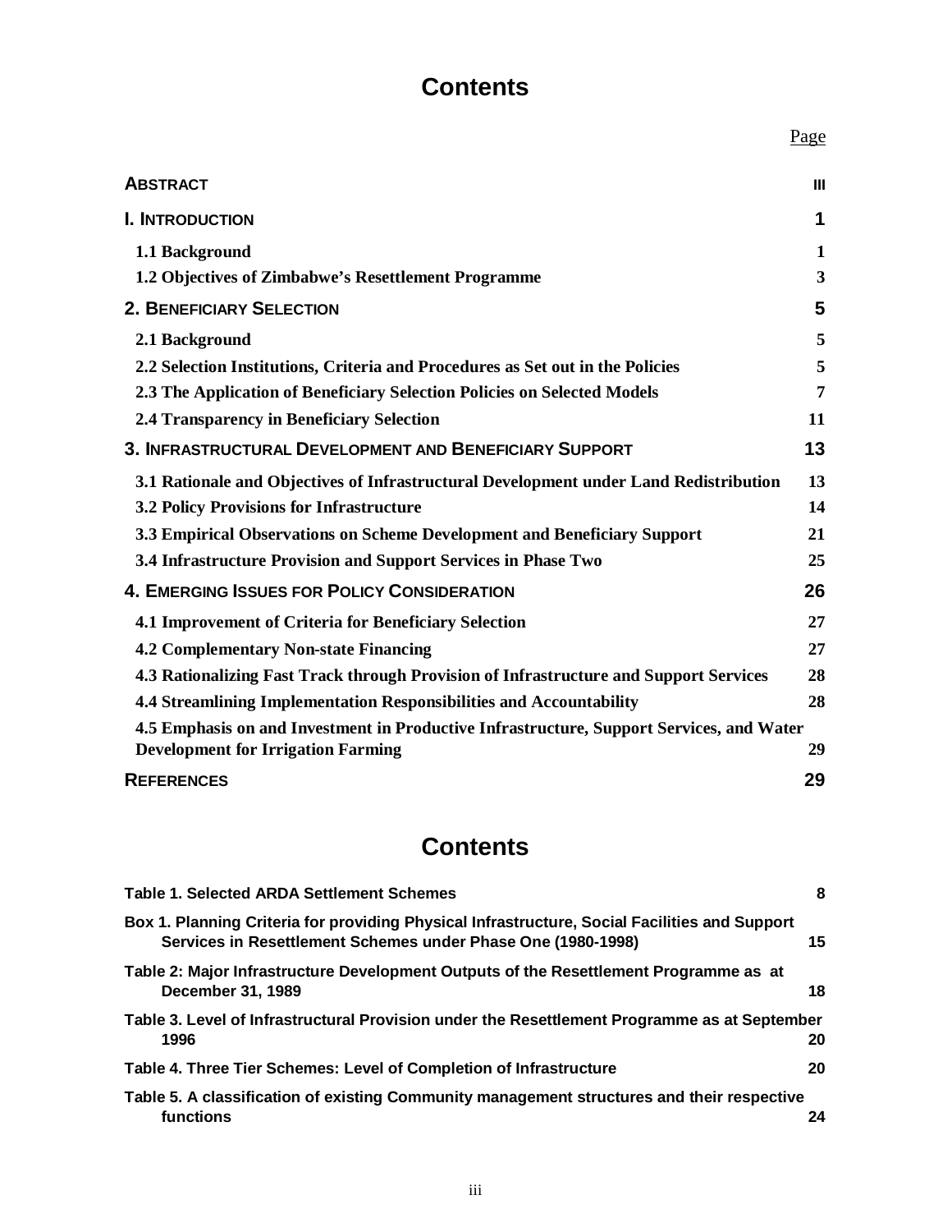# Contents

| | Page |
|---|---|
| **ABSTRACT** | **III** |
| **I. INTRODUCTION** | **1** |
| **1.1 Background** | **1** |
| **1.2 Objectives of Zimbabwe's Resettlement Programme** | **3** |
| **2. BENEFICIARY SELECTION** | **5** |
| **2.1 Background** | **5** |
| **2.2 Selection Institutions, Criteria and Procedures as Set out in the Policies** | **5** |
| **2.3 The Application of Beneficiary Selection Policies on Selected Models** | **7** |
| **2.4 Transparency in Beneficiary Selection** | **11** |
| **3. INFRASTRUCTURAL DEVELOPMENT AND BENEFICIARY SUPPORT** | **13** |
| **3.1 Rationale and Objectives of Infrastructural Development under Land Redistribution** | **13** |
| **3.2 Policy Provisions for Infrastructure** | **14** |
| **3.3 Empirical Observations on Scheme Development and Beneficiary Support** | **21** |
| **3.4 Infrastructure Provision and Support Services in Phase Two** | **25** |
| **4. EMERGING ISSUES FOR POLICY CONSIDERATION** | **26** |
| **4.1 Improvement of Criteria for Beneficiary Selection** | **27** |
| **4.2 Complementary Non-state Financing** | **27** |
| **4.3 Rationalizing Fast Track through Provision of Infrastructure and Support Services** | **28** |
| **4.4 Streamlining Implementation Responsibilities and Accountability** | **28** |
| **4.5 Emphasis on and Investment in Productive Infrastructure, Support Services, and Water Development for Irrigation Farming** | **29** |
| **REFERENCES** | **29** |

# Contents

| | |
|---|---|
| **Table 1. Selected ARDA Settlement Schemes** | **8** |
| **Box 1. Planning Criteria for providing Physical Infrastructure, Social Facilities and Support Services in Resettlement Schemes under Phase One (1980-1998)** | **15** |
| **Table 2: Major Infrastructure Development Outputs of the Resettlement Programme as at December 31, 1989** | **18** |
| **Table 3. Level of Infrastructural Provision under the Resettlement Programme as at September 1996** | **20** |
| **Table 4. Three Tier Schemes: Level of Completion of Infrastructure** | **20** |
| **Table 5. A classification of existing Community management structures and their respective functions** | **24** |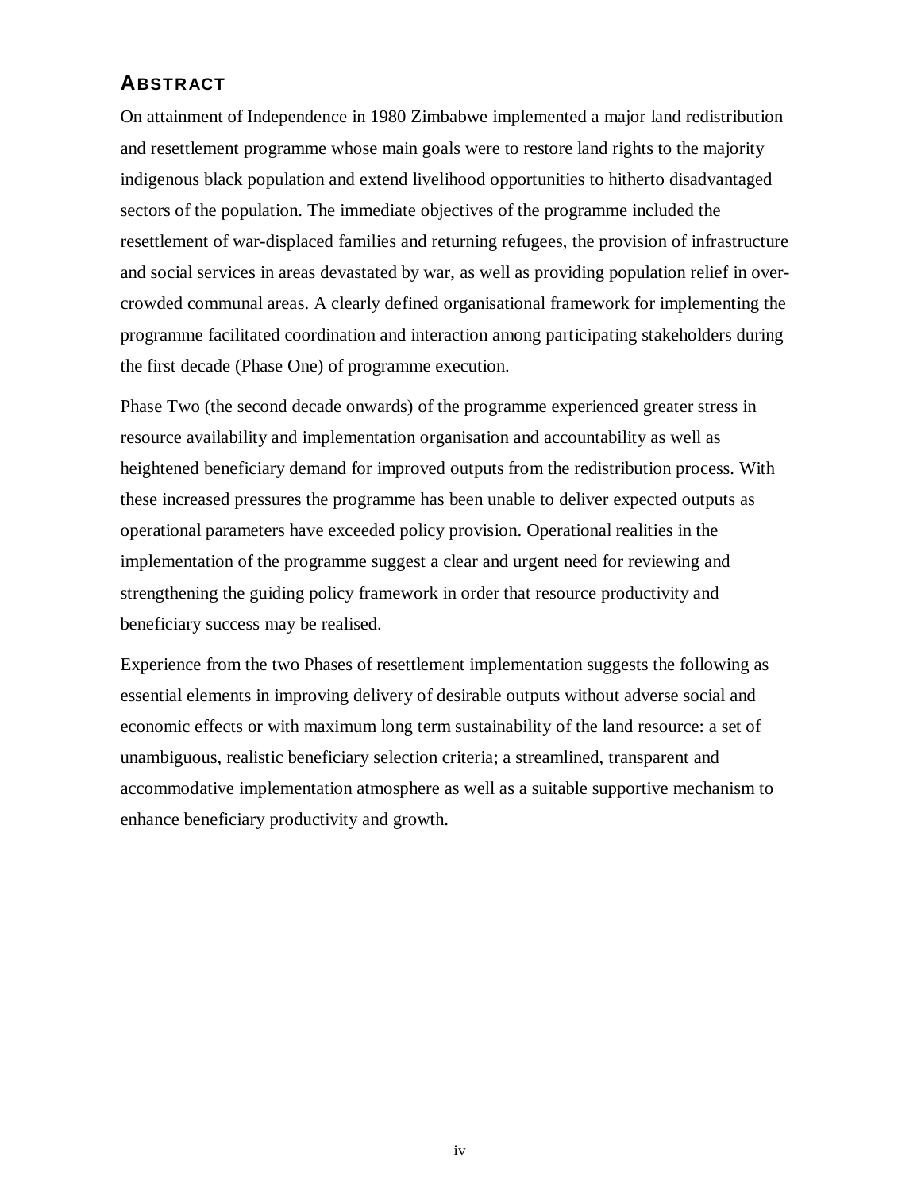## ABSTRACT

On attainment of Independence in 1980 Zimbabwe implemented a major land redistribution and resettlement programme whose main goals were to restore land rights to the majority indigenous black population and extend livelihood opportunities to hitherto disadvantaged sectors of the population. The immediate objectives of the programme included the resettlement of war-displaced families and returning refugees, the provision of infrastructure and social services in areas devastated by war, as well as providing population relief in over-crowded communal areas. A clearly defined organisational framework for implementing the programme facilitated coordination and interaction among participating stakeholders during the first decade (Phase One) of programme execution.

Phase Two (the second decade onwards) of the programme experienced greater stress in resource availability and implementation organisation and accountability as well as heightened beneficiary demand for improved outputs from the redistribution process. With these increased pressures the programme has been unable to deliver expected outputs as operational parameters have exceeded policy provision. Operational realities in the implementation of the programme suggest a clear and urgent need for reviewing and strengthening the guiding policy framework in order that resource productivity and beneficiary success may be realised.

Experience from the two Phases of resettlement implementation suggests the following as essential elements in improving delivery of desirable outputs without adverse social and economic effects or with maximum long term sustainability of the land resource: a set of unambiguous, realistic beneficiary selection criteria; a streamlined, transparent and accommodative implementation atmosphere as well as a suitable supportive mechanism to enhance beneficiary productivity and growth.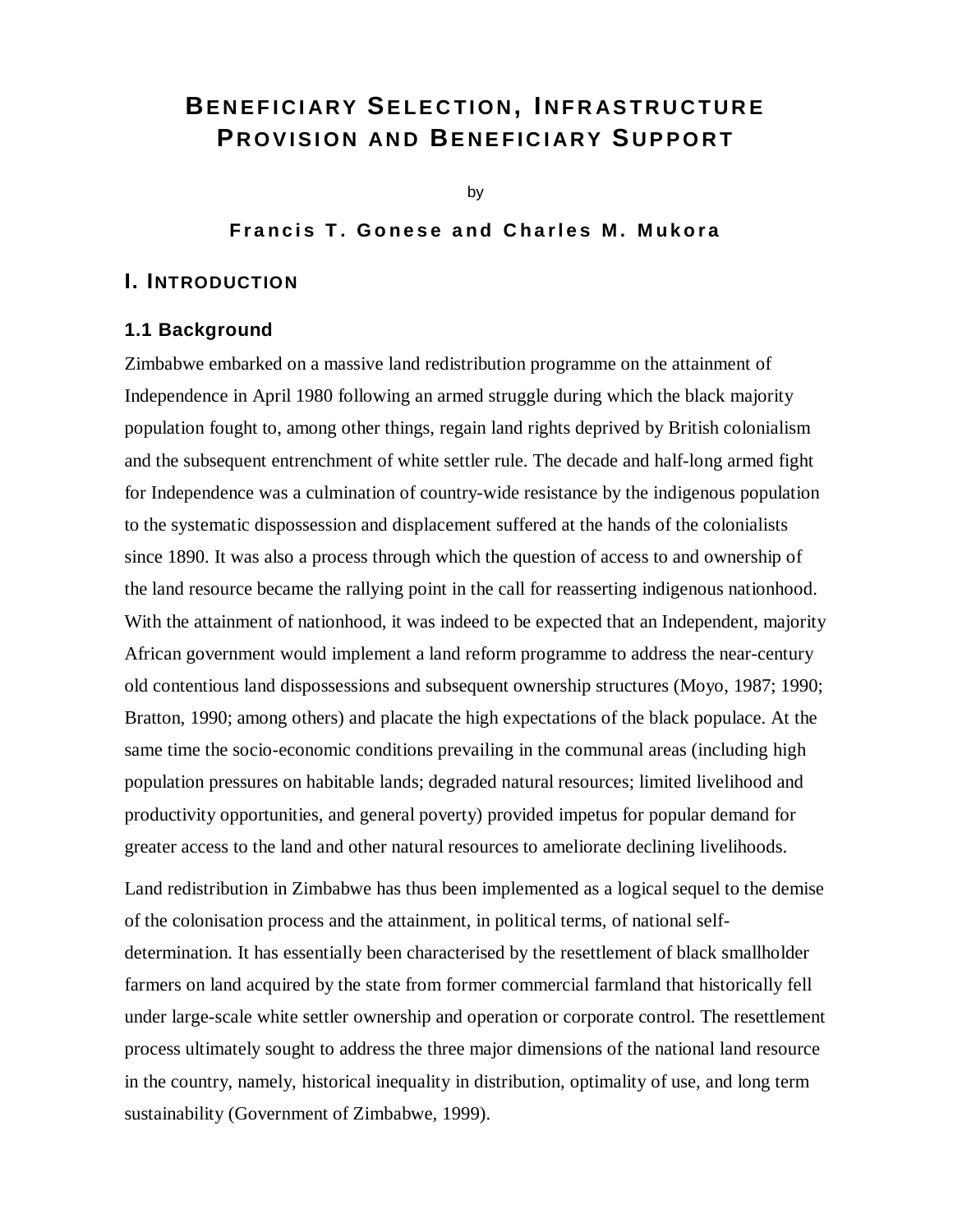# BENEFICIARY SELECTION, INFRASTRUCTURE PROVISION AND BENEFICIARY SUPPORT

by

**Francis T. Gonese and Charles M. Mukora**

## I. INTRODUCTION

### 1.1 Background

Zimbabwe embarked on a massive land redistribution programme on the attainment of Independence in April 1980 following an armed struggle during which the black majority population fought to, among other things, regain land rights deprived by British colonialism and the subsequent entrenchment of white settler rule. The decade and half-long armed fight for Independence was a culmination of country-wide resistance by the indigenous population to the systematic dispossession and displacement suffered at the hands of the colonialists since 1890. It was also a process through which the question of access to and ownership of the land resource became the rallying point in the call for reasserting indigenous nationhood. With the attainment of nationhood, it was indeed to be expected that an Independent, majority African government would implement a land reform programme to address the near-century old contentious land dispossessions and subsequent ownership structures (Moyo, 1987; 1990; Bratton, 1990; among others) and placate the high expectations of the black populace. At the same time the socio-economic conditions prevailing in the communal areas (including high population pressures on habitable lands; degraded natural resources; limited livelihood and productivity opportunities, and general poverty) provided impetus for popular demand for greater access to the land and other natural resources to ameliorate declining livelihoods.

Land redistribution in Zimbabwe has thus been implemented as a logical sequel to the demise of the colonisation process and the attainment, in political terms, of national self-determination. It has essentially been characterised by the resettlement of black smallholder farmers on land acquired by the state from former commercial farmland that historically fell under large-scale white settler ownership and operation or corporate control. The resettlement process ultimately sought to address the three major dimensions of the national land resource in the country, namely, historical inequality in distribution, optimality of use, and long term sustainability (Government of Zimbabwe, 1999).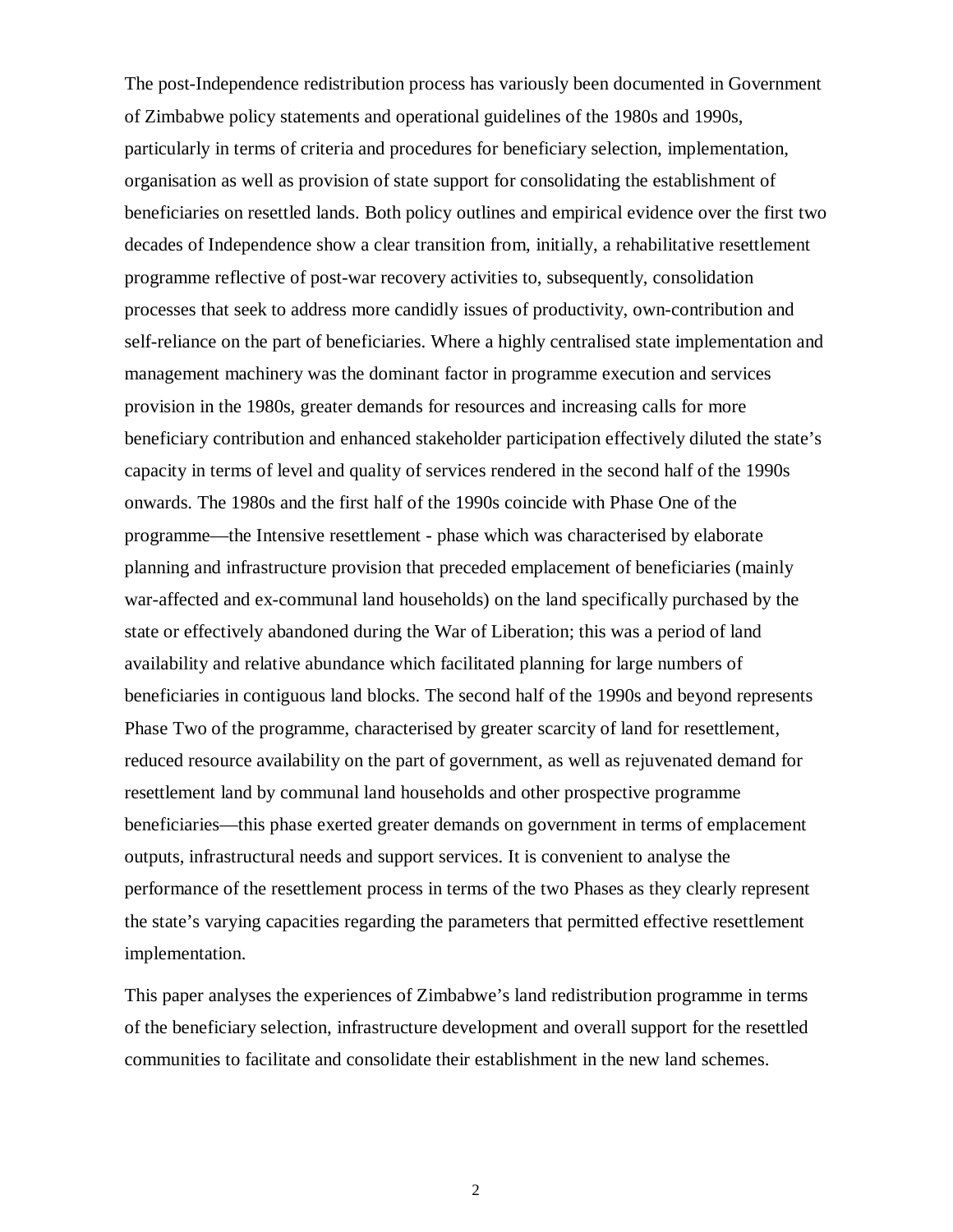The post-Independence redistribution process has variously been documented in Government of Zimbabwe policy statements and operational guidelines of the 1980s and 1990s, particularly in terms of criteria and procedures for beneficiary selection, implementation, organisation as well as provision of state support for consolidating the establishment of beneficiaries on resettled lands. Both policy outlines and empirical evidence over the first two decades of Independence show a clear transition from, initially, a rehabilitative resettlement programme reflective of post-war recovery activities to, subsequently, consolidation processes that seek to address more candidly issues of productivity, own-contribution and self-reliance on the part of beneficiaries. Where a highly centralised state implementation and management machinery was the dominant factor in programme execution and services provision in the 1980s, greater demands for resources and increasing calls for more beneficiary contribution and enhanced stakeholder participation effectively diluted the state's capacity in terms of level and quality of services rendered in the second half of the 1990s onwards. The 1980s and the first half of the 1990s coincide with Phase One of the programme—the Intensive resettlement - phase which was characterised by elaborate planning and infrastructure provision that preceded emplacement of beneficiaries (mainly war-affected and ex-communal land households) on the land specifically purchased by the state or effectively abandoned during the War of Liberation; this was a period of land availability and relative abundance which facilitated planning for large numbers of beneficiaries in contiguous land blocks. The second half of the 1990s and beyond represents Phase Two of the programme, characterised by greater scarcity of land for resettlement, reduced resource availability on the part of government, as well as rejuvenated demand for resettlement land by communal land households and other prospective programme beneficiaries—this phase exerted greater demands on government in terms of emplacement outputs, infrastructural needs and support services. It is convenient to analyse the performance of the resettlement process in terms of the two Phases as they clearly represent the state's varying capacities regarding the parameters that permitted effective resettlement implementation.

This paper analyses the experiences of Zimbabwe's land redistribution programme in terms of the beneficiary selection, infrastructure development and overall support for the resettled communities to facilitate and consolidate their establishment in the new land schemes.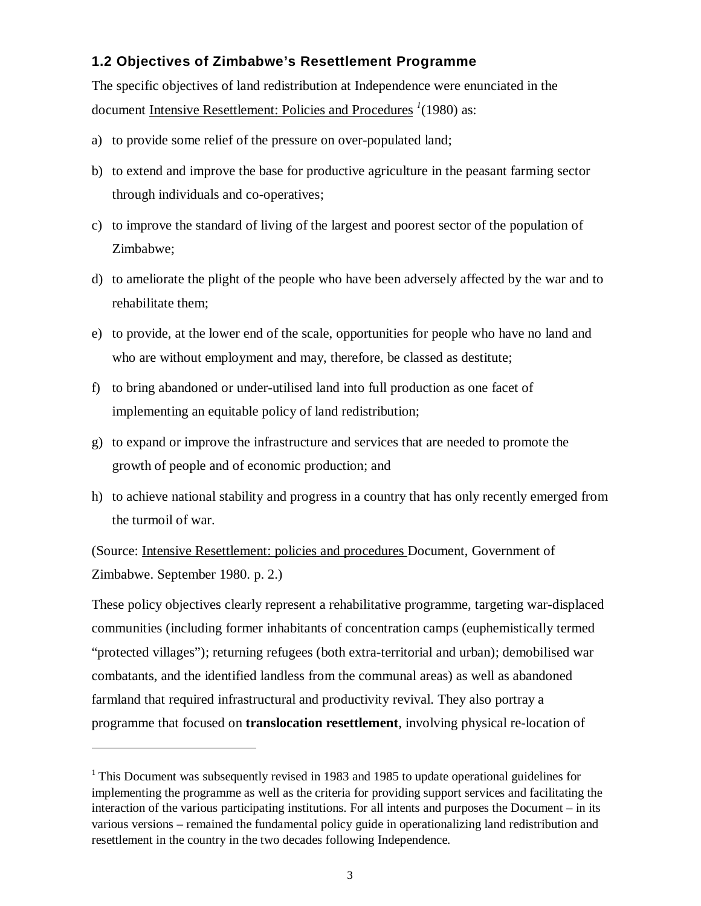## 1.2 Objectives of Zimbabwe's Resettlement Programme

The specific objectives of land redistribution at Independence were enunciated in the document Intensive Resettlement: Policies and Procedures [1] (1980) as:

a) to provide some relief of the pressure on over-populated land;

b) to extend and improve the base for productive agriculture in the peasant farming sector through individuals and co-operatives;

c) to improve the standard of living of the largest and poorest sector of the population of Zimbabwe;

d) to ameliorate the plight of the people who have been adversely affected by the war and to rehabilitate them;

e) to provide, at the lower end of the scale, opportunities for people who have no land and who are without employment and may, therefore, be classed as destitute;

f) to bring abandoned or under-utilised land into full production as one facet of implementing an equitable policy of land redistribution;

g) to expand or improve the infrastructure and services that are needed to promote the growth of people and of economic production; and

h) to achieve national stability and progress in a country that has only recently emerged from the turmoil of war.

(Source: Intensive Resettlement: policies and procedures Document, Government of Zimbabwe. September 1980. p. 2.)

These policy objectives clearly represent a rehabilitative programme, targeting war-displaced communities (including former inhabitants of concentration camps (euphemistically termed "protected villages"); returning refugees (both extra-territorial and urban); demobilised war combatants, and the identified landless from the communal areas) as well as abandoned farmland that required infrastructural and productivity revival. They also portray a programme that focused on **translocation resettlement**, involving physical re-location of

---

[1] This Document was subsequently revised in 1983 and 1985 to update operational guidelines for implementing the programme as well as the criteria for providing support services and facilitating the interaction of the various participating institutions. For all intents and purposes the Document – in its various versions – remained the fundamental policy guide in operationalizing land redistribution and resettlement in the country in the two decades following Independence.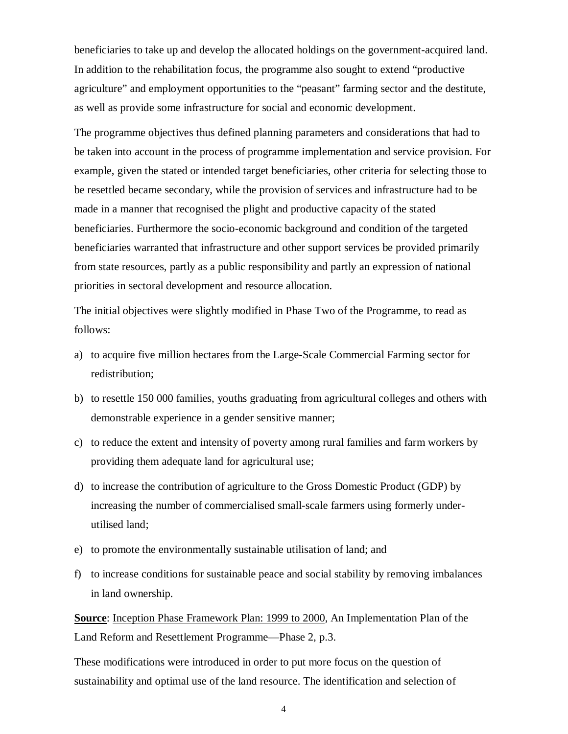beneficiaries to take up and develop the allocated holdings on the government-acquired land. In addition to the rehabilitation focus, the programme also sought to extend "productive agriculture" and employment opportunities to the "peasant" farming sector and the destitute, as well as provide some infrastructure for social and economic development.

The programme objectives thus defined planning parameters and considerations that had to be taken into account in the process of programme implementation and service provision. For example, given the stated or intended target beneficiaries, other criteria for selecting those to be resettled became secondary, while the provision of services and infrastructure had to be made in a manner that recognised the plight and productive capacity of the stated beneficiaries. Furthermore the socio-economic background and condition of the targeted beneficiaries warranted that infrastructure and other support services be provided primarily from state resources, partly as a public responsibility and partly an expression of national priorities in sectoral development and resource allocation.

The initial objectives were slightly modified in Phase Two of the Programme, to read as follows:

a) to acquire five million hectares from the Large-Scale Commercial Farming sector for redistribution;
b) to resettle 150 000 families, youths graduating from agricultural colleges and others with demonstrable experience in a gender sensitive manner;
c) to reduce the extent and intensity of poverty among rural families and farm workers by providing them adequate land for agricultural use;
d) to increase the contribution of agriculture to the Gross Domestic Product (GDP) by increasing the number of commercialised small-scale farmers using formerly under-utilised land;
e) to promote the environmentally sustainable utilisation of land; and
f) to increase conditions for sustainable peace and social stability by removing imbalances in land ownership.

**Source**: Inception Phase Framework Plan: 1999 to 2000, An Implementation Plan of the Land Reform and Resettlement Programme—Phase 2, p.3.

These modifications were introduced in order to put more focus on the question of sustainability and optimal use of the land resource. The identification and selection of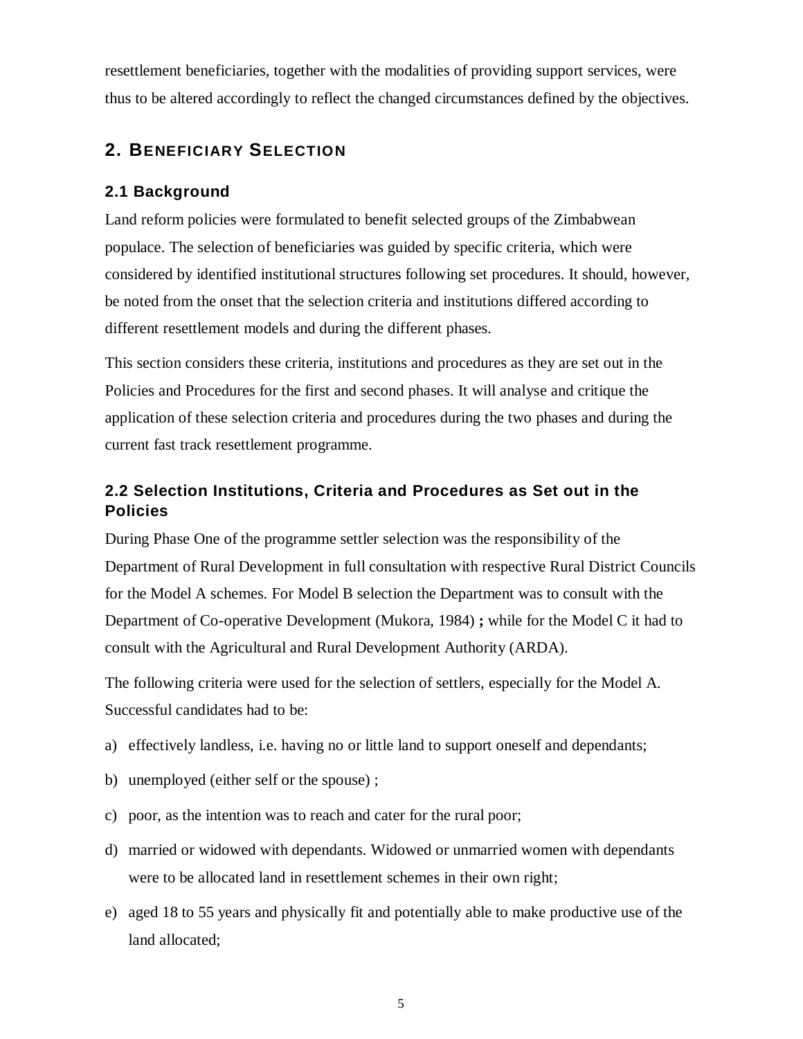resettlement beneficiaries, together with the modalities of providing support services, were thus to be altered accordingly to reflect the changed circumstances defined by the objectives.

## 2. BENEFICIARY SELECTION

### 2.1 Background

Land reform policies were formulated to benefit selected groups of the Zimbabwean populace. The selection of beneficiaries was guided by specific criteria, which were considered by identified institutional structures following set procedures. It should, however, be noted from the onset that the selection criteria and institutions differed according to different resettlement models and during the different phases.

This section considers these criteria, institutions and procedures as they are set out in the Policies and Procedures for the first and second phases. It will analyse and critique the application of these selection criteria and procedures during the two phases and during the current fast track resettlement programme.

### 2.2 Selection Institutions, Criteria and Procedures as Set out in the Policies

During Phase One of the programme settler selection was the responsibility of the Department of Rural Development in full consultation with respective Rural District Councils for the Model A schemes. For Model B selection the Department was to consult with the Department of Co-operative Development (Mukora, 1984) **;** while for the Model C it had to consult with the Agricultural and Rural Development Authority (ARDA).

The following criteria were used for the selection of settlers, especially for the Model A. Successful candidates had to be:

a) effectively landless, i.e. having no or little land to support oneself and dependants;

b) unemployed (either self or the spouse) ;

c) poor, as the intention was to reach and cater for the rural poor;

d) married or widowed with dependants. Widowed or unmarried women with dependants were to be allocated land in resettlement schemes in their own right;

e) aged 18 to 55 years and physically fit and potentially able to make productive use of the land allocated;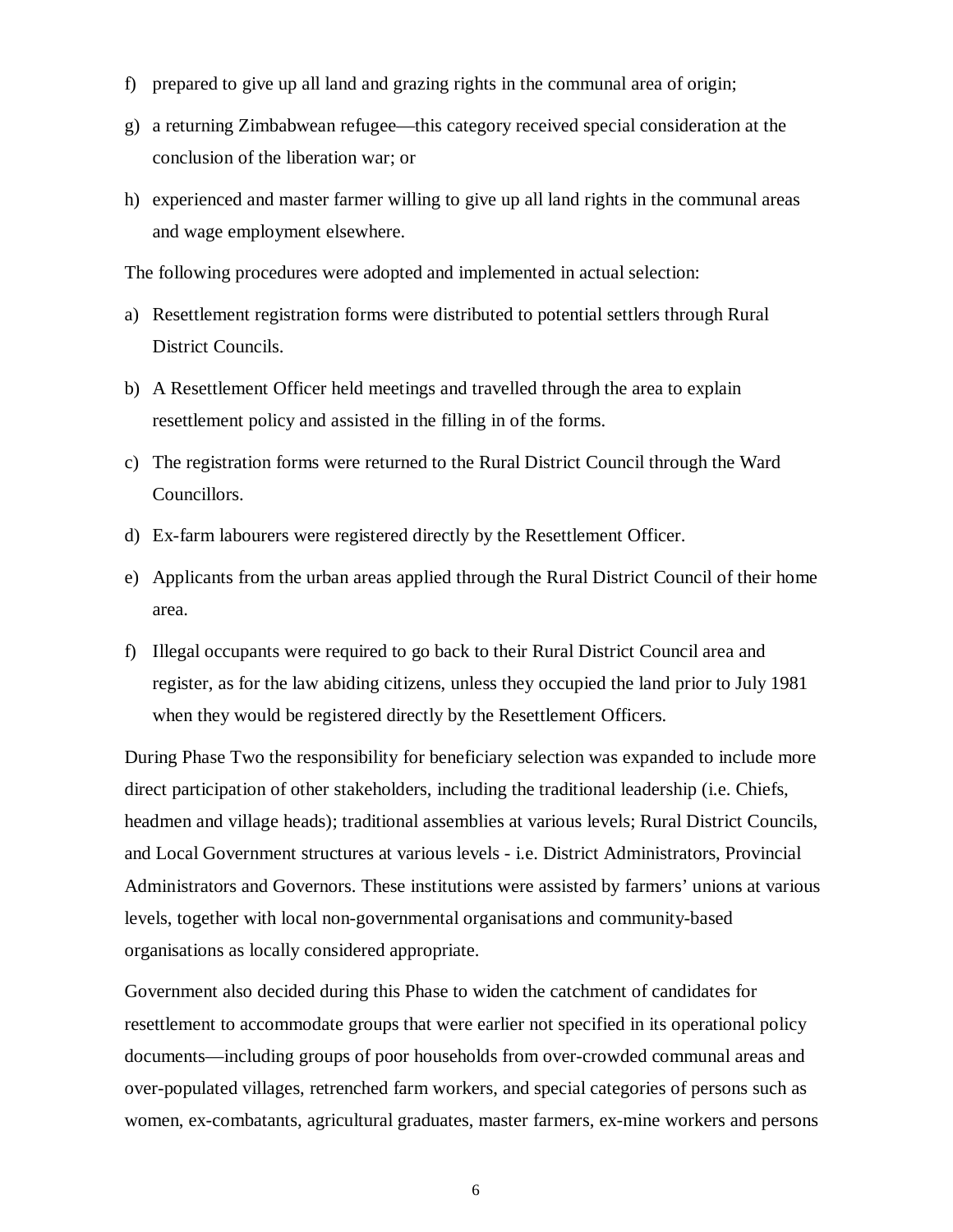f) prepared to give up all land and grazing rights in the communal area of origin;

g) a returning Zimbabwean refugee—this category received special consideration at the conclusion of the liberation war; or

h) experienced and master farmer willing to give up all land rights in the communal areas and wage employment elsewhere.

The following procedures were adopted and implemented in actual selection:

a) Resettlement registration forms were distributed to potential settlers through Rural District Councils.

b) A Resettlement Officer held meetings and travelled through the area to explain resettlement policy and assisted in the filling in of the forms.

c) The registration forms were returned to the Rural District Council through the Ward Councillors.

d) Ex-farm labourers were registered directly by the Resettlement Officer.

e) Applicants from the urban areas applied through the Rural District Council of their home area.

f) Illegal occupants were required to go back to their Rural District Council area and register, as for the law abiding citizens, unless they occupied the land prior to July 1981 when they would be registered directly by the Resettlement Officers.

During Phase Two the responsibility for beneficiary selection was expanded to include more direct participation of other stakeholders, including the traditional leadership (i.e. Chiefs, headmen and village heads); traditional assemblies at various levels; Rural District Councils, and Local Government structures at various levels - i.e. District Administrators, Provincial Administrators and Governors. These institutions were assisted by farmers' unions at various levels, together with local non-governmental organisations and community-based organisations as locally considered appropriate.

Government also decided during this Phase to widen the catchment of candidates for resettlement to accommodate groups that were earlier not specified in its operational policy documents—including groups of poor households from over-crowded communal areas and over-populated villages, retrenched farm workers, and special categories of persons such as women, ex-combatants, agricultural graduates, master farmers, ex-mine workers and persons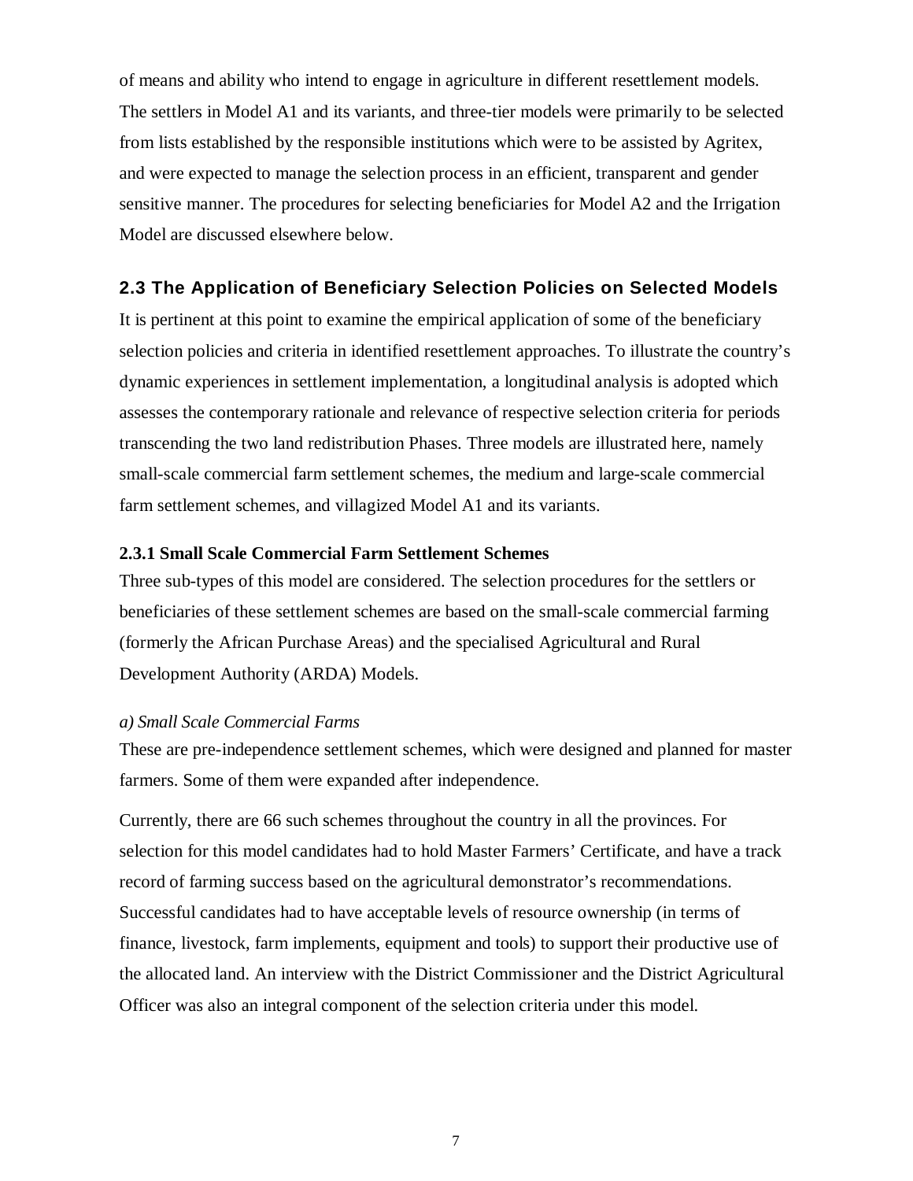of means and ability who intend to engage in agriculture in different resettlement models. The settlers in Model A1 and its variants, and three-tier models were primarily to be selected from lists established by the responsible institutions which were to be assisted by Agritex, and were expected to manage the selection process in an efficient, transparent and gender sensitive manner. The procedures for selecting beneficiaries for Model A2 and the Irrigation Model are discussed elsewhere below.

## 2.3 The Application of Beneficiary Selection Policies on Selected Models

It is pertinent at this point to examine the empirical application of some of the beneficiary selection policies and criteria in identified resettlement approaches. To illustrate the country's dynamic experiences in settlement implementation, a longitudinal analysis is adopted which assesses the contemporary rationale and relevance of respective selection criteria for periods transcending the two land redistribution Phases. Three models are illustrated here, namely small-scale commercial farm settlement schemes, the medium and large-scale commercial farm settlement schemes, and villagized Model A1 and its variants.

### 2.3.1 Small Scale Commercial Farm Settlement Schemes

Three sub-types of this model are considered. The selection procedures for the settlers or beneficiaries of these settlement schemes are based on the small-scale commercial farming (formerly the African Purchase Areas) and the specialised Agricultural and Rural Development Authority (ARDA) Models.

*a) Small Scale Commercial Farms*

These are pre-independence settlement schemes, which were designed and planned for master farmers. Some of them were expanded after independence.

Currently, there are 66 such schemes throughout the country in all the provinces. For selection for this model candidates had to hold Master Farmers' Certificate, and have a track record of farming success based on the agricultural demonstrator's recommendations. Successful candidates had to have acceptable levels of resource ownership (in terms of finance, livestock, farm implements, equipment and tools) to support their productive use of the allocated land. An interview with the District Commissioner and the District Agricultural Officer was also an integral component of the selection criteria under this model.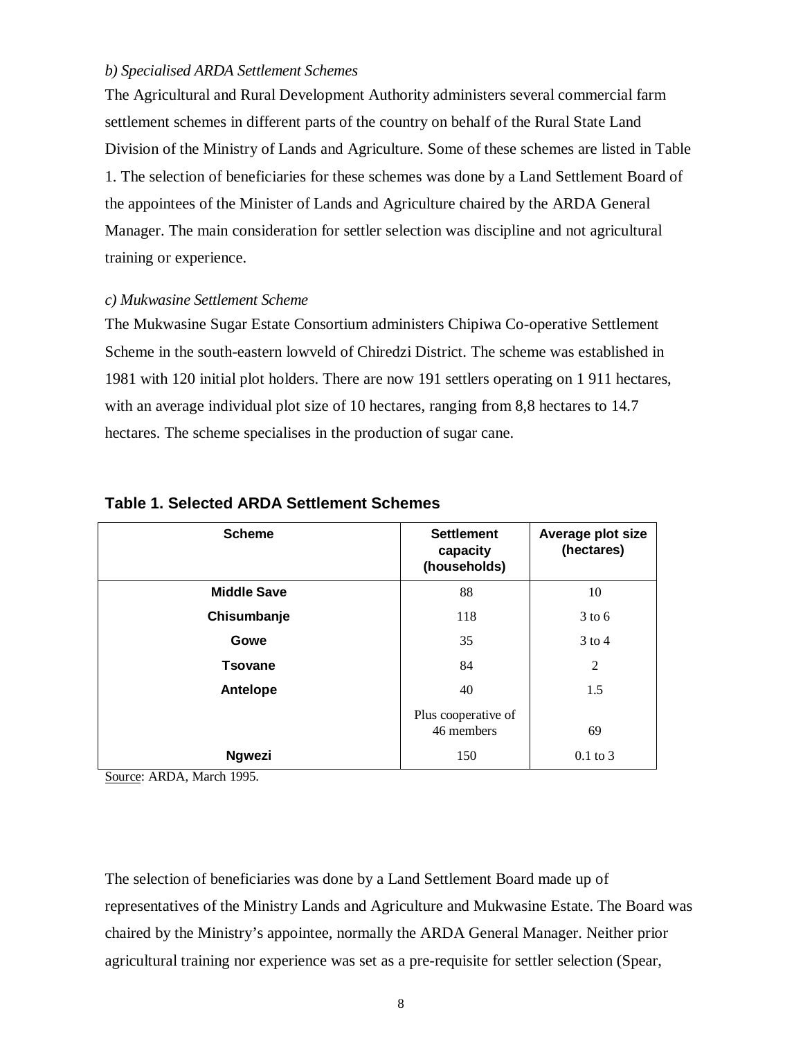*b) Specialised ARDA Settlement Schemes*

The Agricultural and Rural Development Authority administers several commercial farm settlement schemes in different parts of the country on behalf of the Rural State Land Division of the Ministry of Lands and Agriculture. Some of these schemes are listed in Table 1. The selection of beneficiaries for these schemes was done by a Land Settlement Board of the appointees of the Minister of Lands and Agriculture chaired by the ARDA General Manager. The main consideration for settler selection was discipline and not agricultural training or experience.

*c) Mukwasine Settlement Scheme*

The Mukwasine Sugar Estate Consortium administers Chipiwa Co-operative Settlement Scheme in the south-eastern lowveld of Chiredzi District. The scheme was established in 1981 with 120 initial plot holders. There are now 191 settlers operating on 1 911 hectares, with an average individual plot size of 10 hectares, ranging from 8,8 hectares to 14.7 hectares. The scheme specialises in the production of sugar cane.

**Table 1. Selected ARDA Settlement Schemes**

| Scheme | Settlement capacity (households) | Average plot size (hectares) |
|---|---|---|
| **Middle Save** | 88 | 10 |
| **Chisumbanje** | 118 | 3 to 6 |
| **Gowe** | 35 | 3 to 4 |
| **Tsovane** | 84 | 2 |
| **Antelope** | 40 | 1.5 |
| | Plus cooperative of 46 members | 69 |
| **Ngwezi** | 150 | 0.1 to 3 |

Source: ARDA, March 1995.

The selection of beneficiaries was done by a Land Settlement Board made up of representatives of the Ministry Lands and Agriculture and Mukwasine Estate. The Board was chaired by the Ministry's appointee, normally the ARDA General Manager. Neither prior agricultural training nor experience was set as a pre-requisite for settler selection (Spear,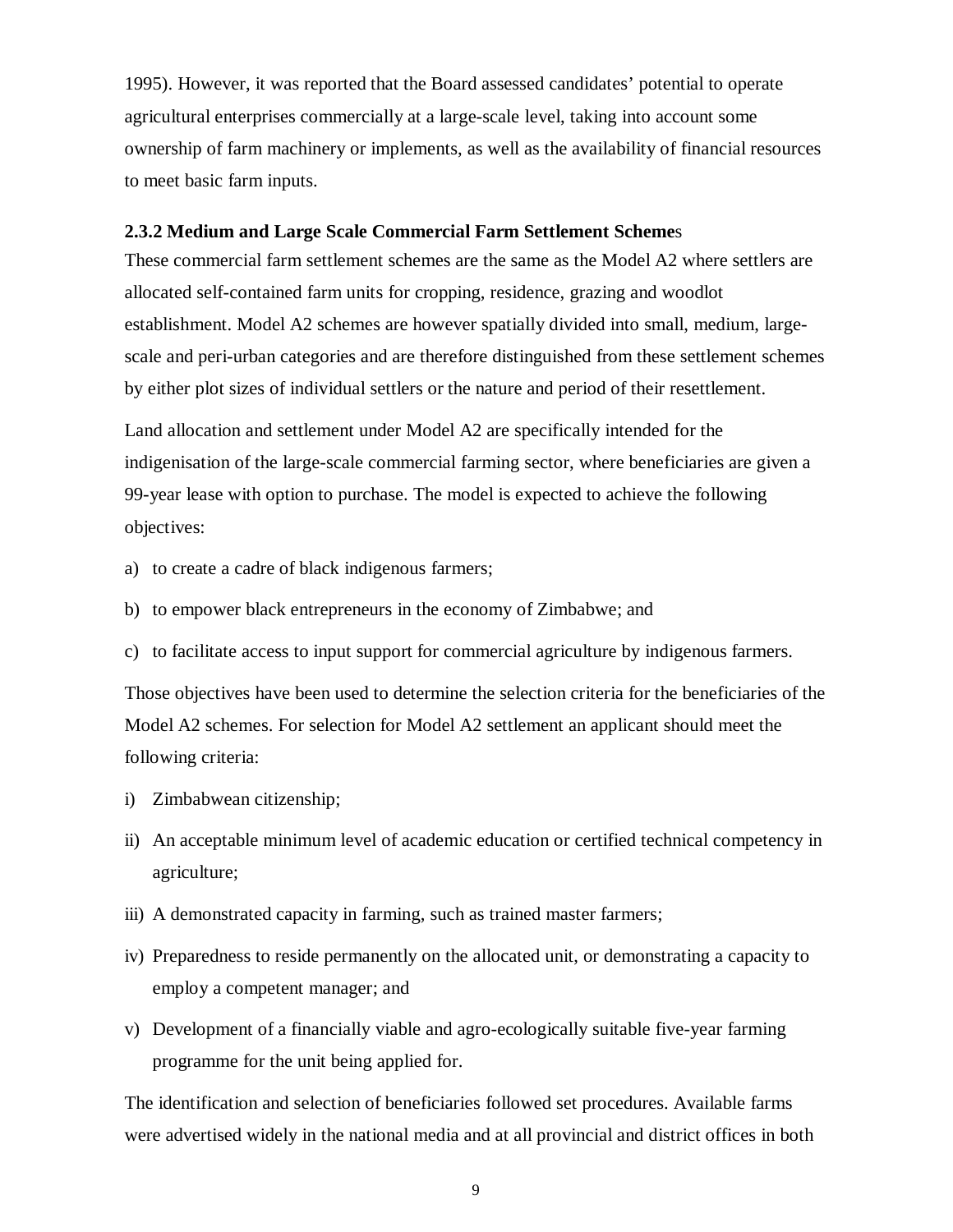1995). However, it was reported that the Board assessed candidates' potential to operate agricultural enterprises commercially at a large-scale level, taking into account some ownership of farm machinery or implements, as well as the availability of financial resources to meet basic farm inputs.

### 2.3.2 Medium and Large Scale Commercial Farm Settlement Schemes

These commercial farm settlement schemes are the same as the Model A2 where settlers are allocated self-contained farm units for cropping, residence, grazing and woodlot establishment. Model A2 schemes are however spatially divided into small, medium, large-scale and peri-urban categories and are therefore distinguished from these settlement schemes by either plot sizes of individual settlers or the nature and period of their resettlement.

Land allocation and settlement under Model A2 are specifically intended for the indigenisation of the large-scale commercial farming sector, where beneficiaries are given a 99-year lease with option to purchase. The model is expected to achieve the following objectives:

a) to create a cadre of black indigenous farmers;

b) to empower black entrepreneurs in the economy of Zimbabwe; and

c) to facilitate access to input support for commercial agriculture by indigenous farmers.

Those objectives have been used to determine the selection criteria for the beneficiaries of the Model A2 schemes. For selection for Model A2 settlement an applicant should meet the following criteria:

i) Zimbabwean citizenship;

ii) An acceptable minimum level of academic education or certified technical competency in agriculture;

iii) A demonstrated capacity in farming, such as trained master farmers;

iv) Preparedness to reside permanently on the allocated unit, or demonstrating a capacity to employ a competent manager; and

v) Development of a financially viable and agro-ecologically suitable five-year farming programme for the unit being applied for.

The identification and selection of beneficiaries followed set procedures. Available farms were advertised widely in the national media and at all provincial and district offices in both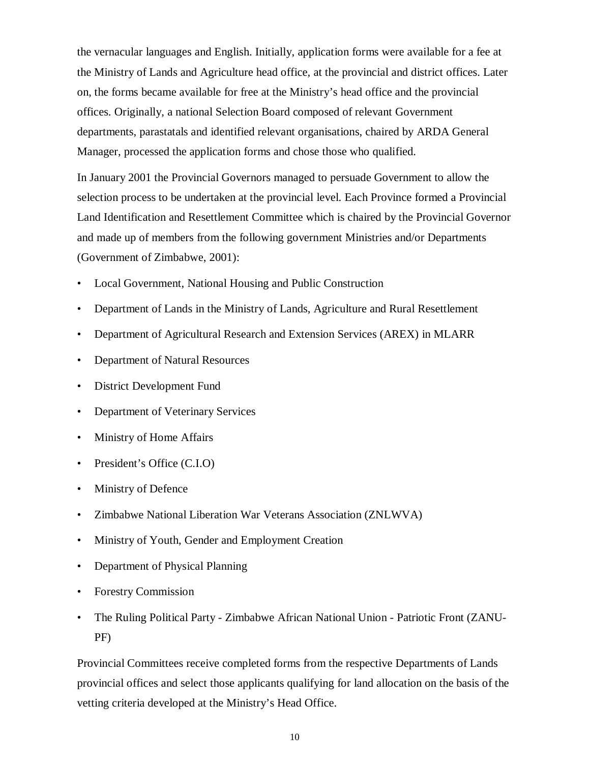the vernacular languages and English. Initially, application forms were available for a fee at the Ministry of Lands and Agriculture head office, at the provincial and district offices. Later on, the forms became available for free at the Ministry's head office and the provincial offices. Originally, a national Selection Board composed of relevant Government departments, parastatals and identified relevant organisations, chaired by ARDA General Manager, processed the application forms and chose those who qualified.

In January 2001 the Provincial Governors managed to persuade Government to allow the selection process to be undertaken at the provincial level. Each Province formed a Provincial Land Identification and Resettlement Committee which is chaired by the Provincial Governor and made up of members from the following government Ministries and/or Departments (Government of Zimbabwe, 2001):

- Local Government, National Housing and Public Construction
- Department of Lands in the Ministry of Lands, Agriculture and Rural Resettlement
- Department of Agricultural Research and Extension Services (AREX) in MLARR
- Department of Natural Resources
- District Development Fund
- Department of Veterinary Services
- Ministry of Home Affairs
- President's Office (C.I.O)
- Ministry of Defence
- Zimbabwe National Liberation War Veterans Association (ZNLWVA)
- Ministry of Youth, Gender and Employment Creation
- Department of Physical Planning
- Forestry Commission
- The Ruling Political Party - Zimbabwe African National Union - Patriotic Front (ZANU-PF)

Provincial Committees receive completed forms from the respective Departments of Lands provincial offices and select those applicants qualifying for land allocation on the basis of the vetting criteria developed at the Ministry's Head Office.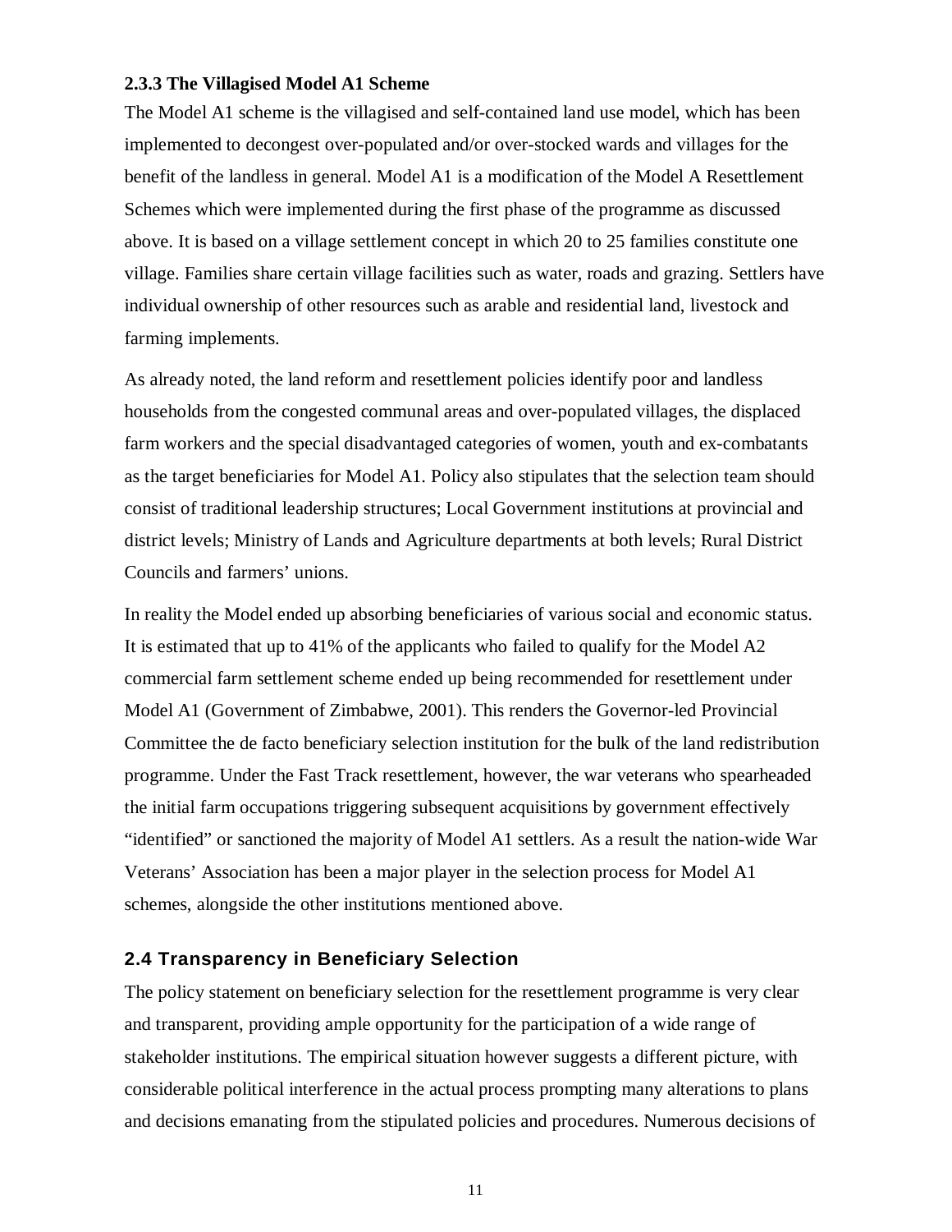### 2.3.3 The Villagised Model A1 Scheme

The Model A1 scheme is the villagised and self-contained land use model, which has been implemented to decongest over-populated and/or over-stocked wards and villages for the benefit of the landless in general. Model A1 is a modification of the Model A Resettlement Schemes which were implemented during the first phase of the programme as discussed above. It is based on a village settlement concept in which 20 to 25 families constitute one village. Families share certain village facilities such as water, roads and grazing. Settlers have individual ownership of other resources such as arable and residential land, livestock and farming implements.

As already noted, the land reform and resettlement policies identify poor and landless households from the congested communal areas and over-populated villages, the displaced farm workers and the special disadvantaged categories of women, youth and ex-combatants as the target beneficiaries for Model A1. Policy also stipulates that the selection team should consist of traditional leadership structures; Local Government institutions at provincial and district levels; Ministry of Lands and Agriculture departments at both levels; Rural District Councils and farmers' unions.

In reality the Model ended up absorbing beneficiaries of various social and economic status. It is estimated that up to 41% of the applicants who failed to qualify for the Model A2 commercial farm settlement scheme ended up being recommended for resettlement under Model A1 (Government of Zimbabwe, 2001). This renders the Governor-led Provincial Committee the de facto beneficiary selection institution for the bulk of the land redistribution programme. Under the Fast Track resettlement, however, the war veterans who spearheaded the initial farm occupations triggering subsequent acquisitions by government effectively "identified" or sanctioned the majority of Model A1 settlers. As a result the nation-wide War Veterans' Association has been a major player in the selection process for Model A1 schemes, alongside the other institutions mentioned above.

## 2.4 Transparency in Beneficiary Selection

The policy statement on beneficiary selection for the resettlement programme is very clear and transparent, providing ample opportunity for the participation of a wide range of stakeholder institutions. The empirical situation however suggests a different picture, with considerable political interference in the actual process prompting many alterations to plans and decisions emanating from the stipulated policies and procedures. Numerous decisions of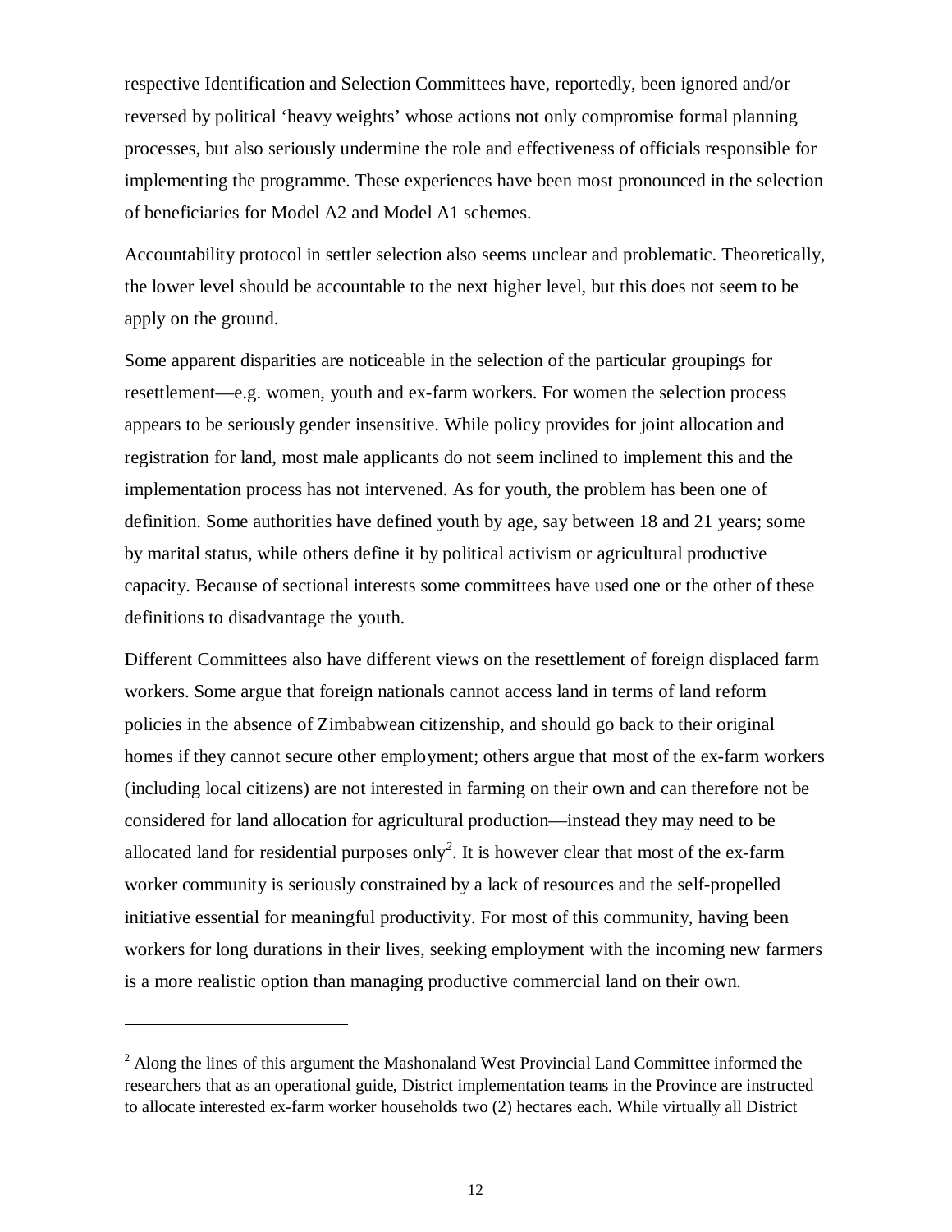respective Identification and Selection Committees have, reportedly, been ignored and/or reversed by political 'heavy weights' whose actions not only compromise formal planning processes, but also seriously undermine the role and effectiveness of officials responsible for implementing the programme. These experiences have been most pronounced in the selection of beneficiaries for Model A2 and Model A1 schemes.

Accountability protocol in settler selection also seems unclear and problematic. Theoretically, the lower level should be accountable to the next higher level, but this does not seem to be apply on the ground.

Some apparent disparities are noticeable in the selection of the particular groupings for resettlement—e.g. women, youth and ex-farm workers. For women the selection process appears to be seriously gender insensitive. While policy provides for joint allocation and registration for land, most male applicants do not seem inclined to implement this and the implementation process has not intervened. As for youth, the problem has been one of definition. Some authorities have defined youth by age, say between 18 and 21 years; some by marital status, while others define it by political activism or agricultural productive capacity. Because of sectional interests some committees have used one or the other of these definitions to disadvantage the youth.

Different Committees also have different views on the resettlement of foreign displaced farm workers. Some argue that foreign nationals cannot access land in terms of land reform policies in the absence of Zimbabwean citizenship, and should go back to their original homes if they cannot secure other employment; others argue that most of the ex-farm workers (including local citizens) are not interested in farming on their own and can therefore not be considered for land allocation for agricultural production—instead they may need to be allocated land for residential purposes only[2]. It is however clear that most of the ex-farm worker community is seriously constrained by a lack of resources and the self-propelled initiative essential for meaningful productivity. For most of this community, having been workers for long durations in their lives, seeking employment with the incoming new farmers is a more realistic option than managing productive commercial land on their own.

---

[2] Along the lines of this argument the Mashonaland West Provincial Land Committee informed the researchers that as an operational guide, District implementation teams in the Province are instructed to allocate interested ex-farm worker households two (2) hectares each. While virtually all District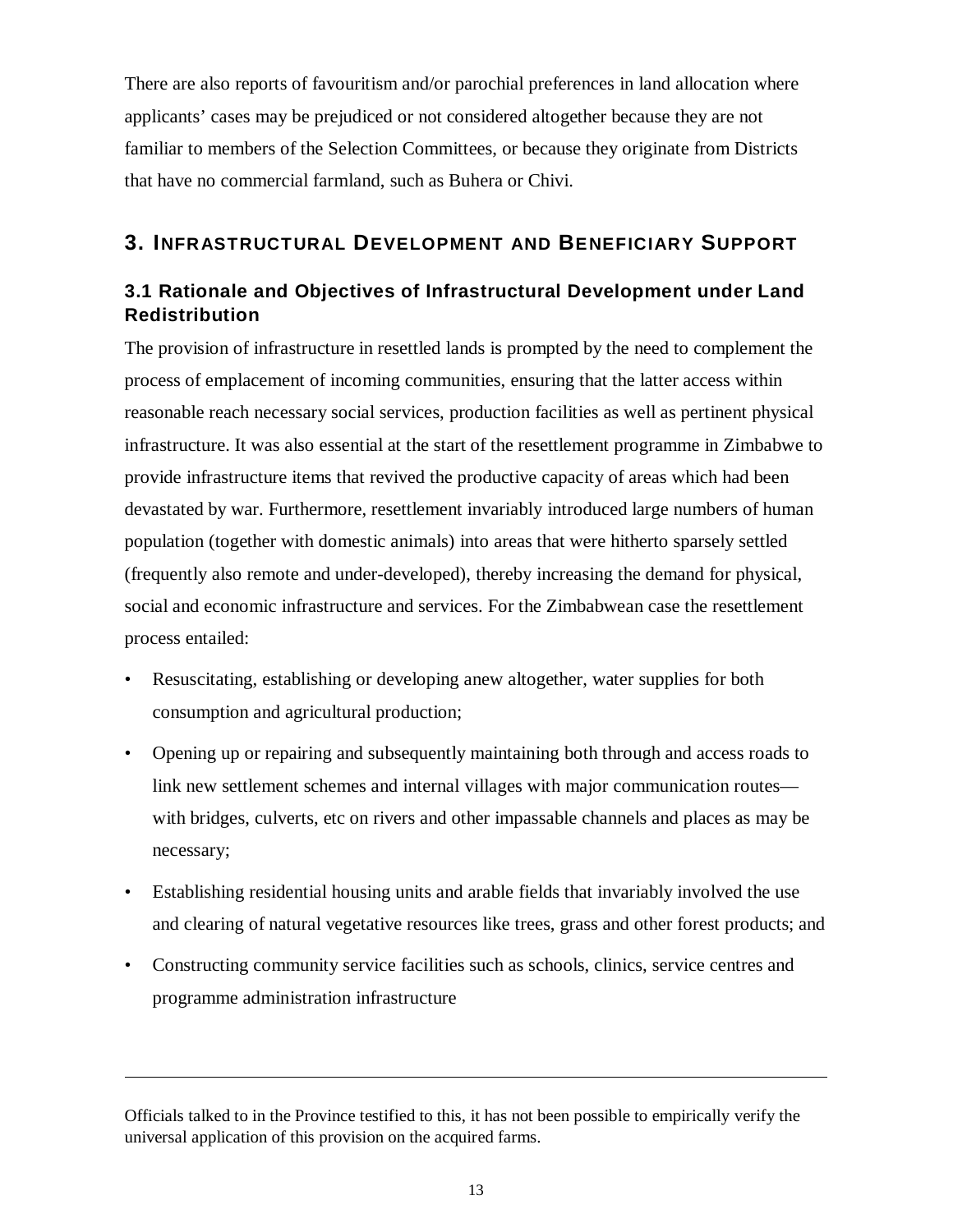There are also reports of favouritism and/or parochial preferences in land allocation where applicants' cases may be prejudiced or not considered altogether because they are not familiar to members of the Selection Committees, or because they originate from Districts that have no commercial farmland, such as Buhera or Chivi.

## 3. INFRASTRUCTURAL DEVELOPMENT AND BENEFICIARY SUPPORT

### 3.1 Rationale and Objectives of Infrastructural Development under Land Redistribution

The provision of infrastructure in resettled lands is prompted by the need to complement the process of emplacement of incoming communities, ensuring that the latter access within reasonable reach necessary social services, production facilities as well as pertinent physical infrastructure. It was also essential at the start of the resettlement programme in Zimbabwe to provide infrastructure items that revived the productive capacity of areas which had been devastated by war. Furthermore, resettlement invariably introduced large numbers of human population (together with domestic animals) into areas that were hitherto sparsely settled (frequently also remote and under-developed), thereby increasing the demand for physical, social and economic infrastructure and services. For the Zimbabwean case the resettlement process entailed:

- Resuscitating, establishing or developing anew altogether, water supplies for both consumption and agricultural production;
- Opening up or repairing and subsequently maintaining both through and access roads to link new settlement schemes and internal villages with major communication routes— with bridges, culverts, etc on rivers and other impassable channels and places as may be necessary;
- Establishing residential housing units and arable fields that invariably involved the use and clearing of natural vegetative resources like trees, grass and other forest products; and
- Constructing community service facilities such as schools, clinics, service centres and programme administration infrastructure

---

Officials talked to in the Province testified to this, it has not been possible to empirically verify the universal application of this provision on the acquired farms.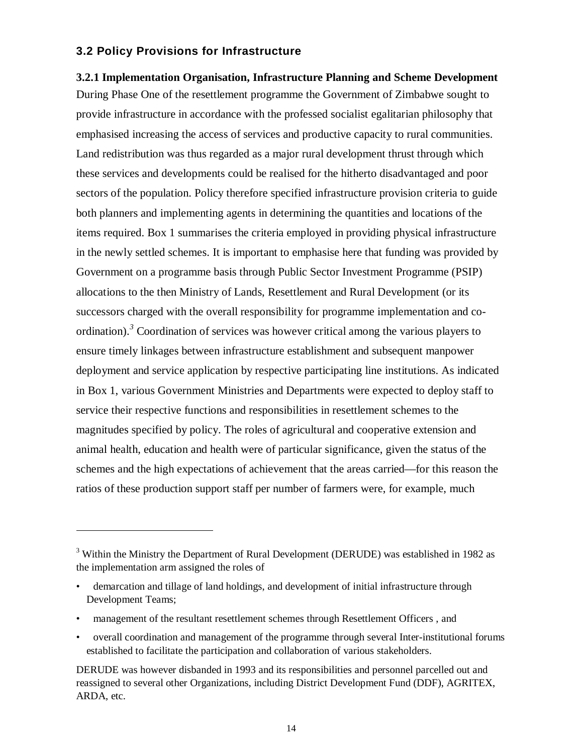## 3.2 Policy Provisions for Infrastructure

### 3.2.1 Implementation Organisation, Infrastructure Planning and Scheme Development

During Phase One of the resettlement programme the Government of Zimbabwe sought to provide infrastructure in accordance with the professed socialist egalitarian philosophy that emphasised increasing the access of services and productive capacity to rural communities. Land redistribution was thus regarded as a major rural development thrust through which these services and developments could be realised for the hitherto disadvantaged and poor sectors of the population. Policy therefore specified infrastructure provision criteria to guide both planners and implementing agents in determining the quantities and locations of the items required. Box 1 summarises the criteria employed in providing physical infrastructure in the newly settled schemes. It is important to emphasise here that funding was provided by Government on a programme basis through Public Sector Investment Programme (PSIP) allocations to the then Ministry of Lands, Resettlement and Rural Development (or its successors charged with the overall responsibility for programme implementation and co-ordination).[3] Coordination of services was however critical among the various players to ensure timely linkages between infrastructure establishment and subsequent manpower deployment and service application by respective participating line institutions. As indicated in Box 1, various Government Ministries and Departments were expected to deploy staff to service their respective functions and responsibilities in resettlement schemes to the magnitudes specified by policy. The roles of agricultural and cooperative extension and animal health, education and health were of particular significance, given the status of the schemes and the high expectations of achievement that the areas carried—for this reason the ratios of these production support staff per number of farmers were, for example, much

---

[3] Within the Ministry the Department of Rural Development (DERUDE) was established in 1982 as the implementation arm assigned the roles of

- demarcation and tillage of land holdings, and development of initial infrastructure through Development Teams;
- management of the resultant resettlement schemes through Resettlement Officers , and
- overall coordination and management of the programme through several Inter-institutional forums established to facilitate the participation and collaboration of various stakeholders.

DERUDE was however disbanded in 1993 and its responsibilities and personnel parcelled out and reassigned to several other Organizations, including District Development Fund (DDF), AGRITEX, ARDA, etc.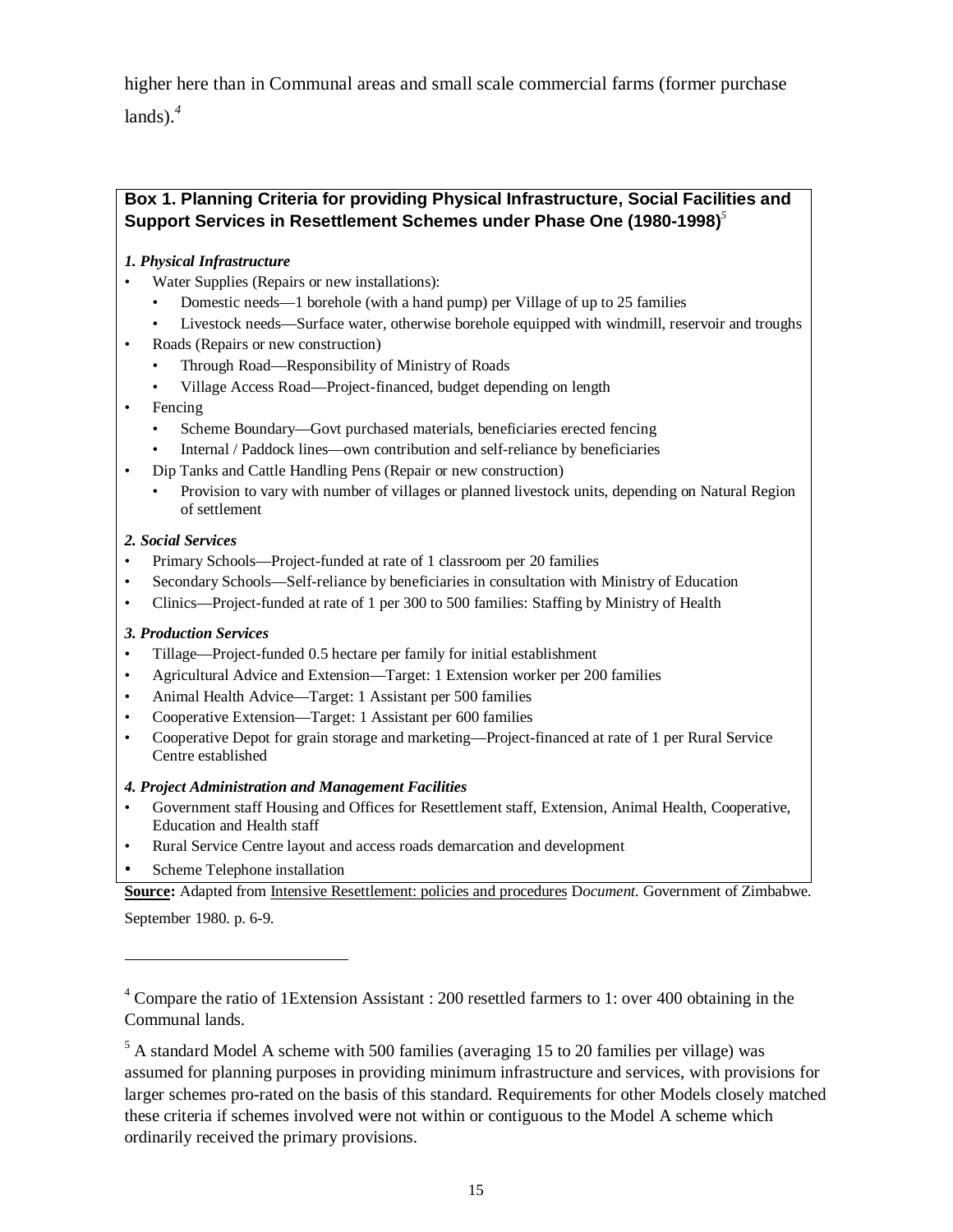higher here than in Communal areas and small scale commercial farms (former purchase lands).[4]

**Box 1. Planning Criteria for providing Physical Infrastructure, Social Facilities and Support Services in Resettlement Schemes under Phase One (1980-1998)**[5]

***1. Physical Infrastructure***

- Water Supplies (Repairs or new installations):
  - Domestic needs—1 borehole (with a hand pump) per Village of up to 25 families
  - Livestock needs—Surface water, otherwise borehole equipped with windmill, reservoir and troughs
- Roads (Repairs or new construction)
  - Through Road—Responsibility of Ministry of Roads
  - Village Access Road—Project-financed, budget depending on length
- Fencing
  - Scheme Boundary—Govt purchased materials, beneficiaries erected fencing
  - Internal / Paddock lines—own contribution and self-reliance by beneficiaries
- Dip Tanks and Cattle Handling Pens (Repair or new construction)
  - Provision to vary with number of villages or planned livestock units, depending on Natural Region of settlement

***2. Social Services***

- Primary Schools—Project-funded at rate of 1 classroom per 20 families
- Secondary Schools—Self-reliance by beneficiaries in consultation with Ministry of Education
- Clinics—Project-funded at rate of 1 per 300 to 500 families: Staffing by Ministry of Health

***3. Production Services***

- Tillage—Project-funded 0.5 hectare per family for initial establishment
- Agricultural Advice and Extension—Target: 1 Extension worker per 200 families
- Animal Health Advice—Target: 1 Assistant per 500 families
- Cooperative Extension—Target: 1 Assistant per 600 families
- Cooperative Depot for grain storage and marketing—Project-financed at rate of 1 per Rural Service Centre established

***4. Project Administration and Management Facilities***

- Government staff Housing and Offices for Resettlement staff, Extension, Animal Health, Cooperative, Education and Health staff
- Rural Service Centre layout and access roads demarcation and development
- Scheme Telephone installation

**Source:** Adapted from Intensive Resettlement: policies and procedures D*ocument.* Government of Zimbabwe. September 1980. p. 6-9.

---

[4] Compare the ratio of 1Extension Assistant : 200 resettled farmers to 1: over 400 obtaining in the Communal lands.

[5] A standard Model A scheme with 500 families (averaging 15 to 20 families per village) was assumed for planning purposes in providing minimum infrastructure and services, with provisions for larger schemes pro-rated on the basis of this standard. Requirements for other Models closely matched these criteria if schemes involved were not within or contiguous to the Model A scheme which ordinarily received the primary provisions.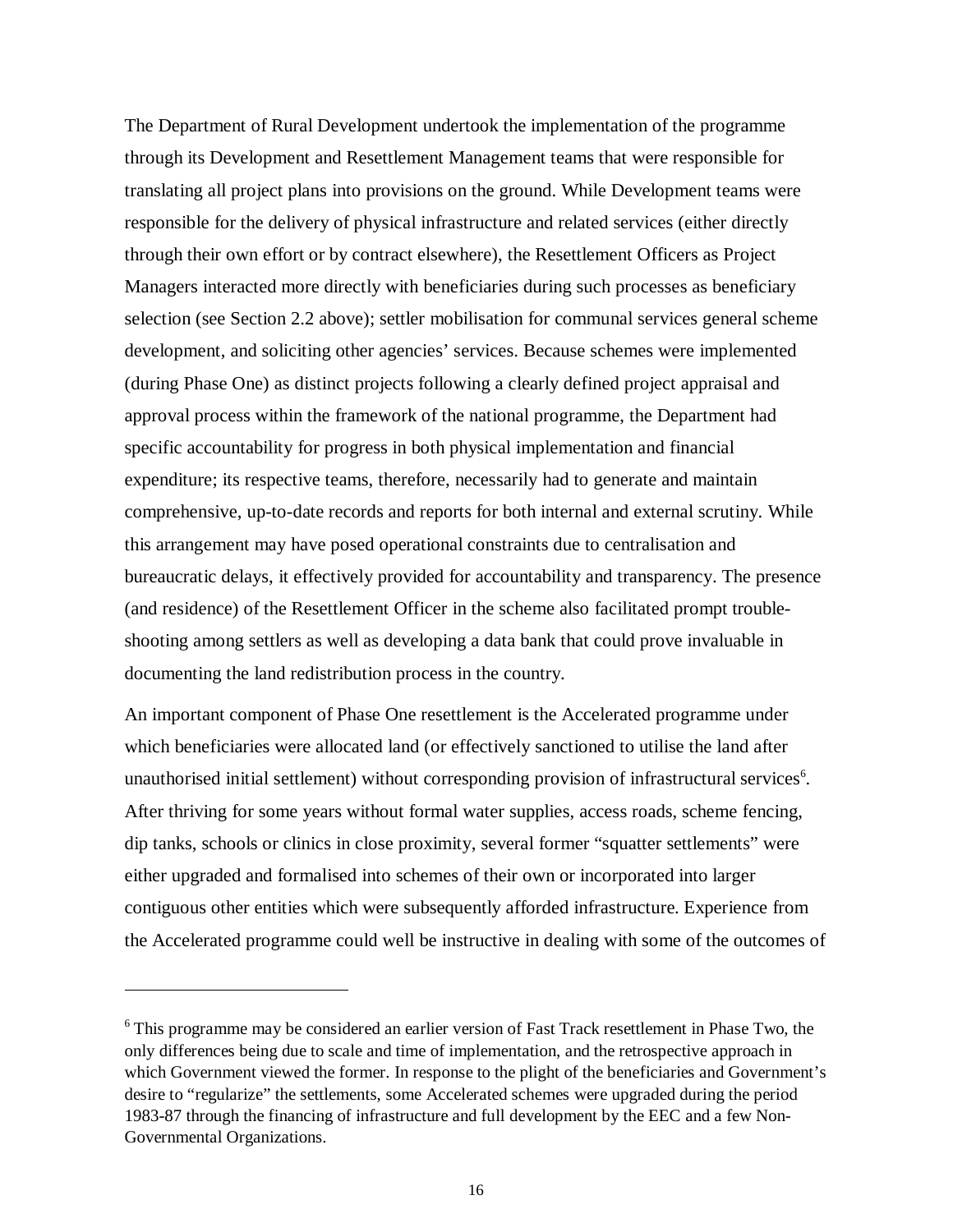The Department of Rural Development undertook the implementation of the programme through its Development and Resettlement Management teams that were responsible for translating all project plans into provisions on the ground. While Development teams were responsible for the delivery of physical infrastructure and related services (either directly through their own effort or by contract elsewhere), the Resettlement Officers as Project Managers interacted more directly with beneficiaries during such processes as beneficiary selection (see Section 2.2 above); settler mobilisation for communal services general scheme development, and soliciting other agencies' services. Because schemes were implemented (during Phase One) as distinct projects following a clearly defined project appraisal and approval process within the framework of the national programme, the Department had specific accountability for progress in both physical implementation and financial expenditure; its respective teams, therefore, necessarily had to generate and maintain comprehensive, up-to-date records and reports for both internal and external scrutiny. While this arrangement may have posed operational constraints due to centralisation and bureaucratic delays, it effectively provided for accountability and transparency. The presence (and residence) of the Resettlement Officer in the scheme also facilitated prompt trouble-shooting among settlers as well as developing a data bank that could prove invaluable in documenting the land redistribution process in the country.

An important component of Phase One resettlement is the Accelerated programme under which beneficiaries were allocated land (or effectively sanctioned to utilise the land after unauthorised initial settlement) without corresponding provision of infrastructural services[6]. After thriving for some years without formal water supplies, access roads, scheme fencing, dip tanks, schools or clinics in close proximity, several former "squatter settlements" were either upgraded and formalised into schemes of their own or incorporated into larger contiguous other entities which were subsequently afforded infrastructure. Experience from the Accelerated programme could well be instructive in dealing with some of the outcomes of

[6] This programme may be considered an earlier version of Fast Track resettlement in Phase Two, the only differences being due to scale and time of implementation, and the retrospective approach in which Government viewed the former. In response to the plight of the beneficiaries and Government's desire to "regularize" the settlements, some Accelerated schemes were upgraded during the period 1983-87 through the financing of infrastructure and full development by the EEC and a few Non-Governmental Organizations.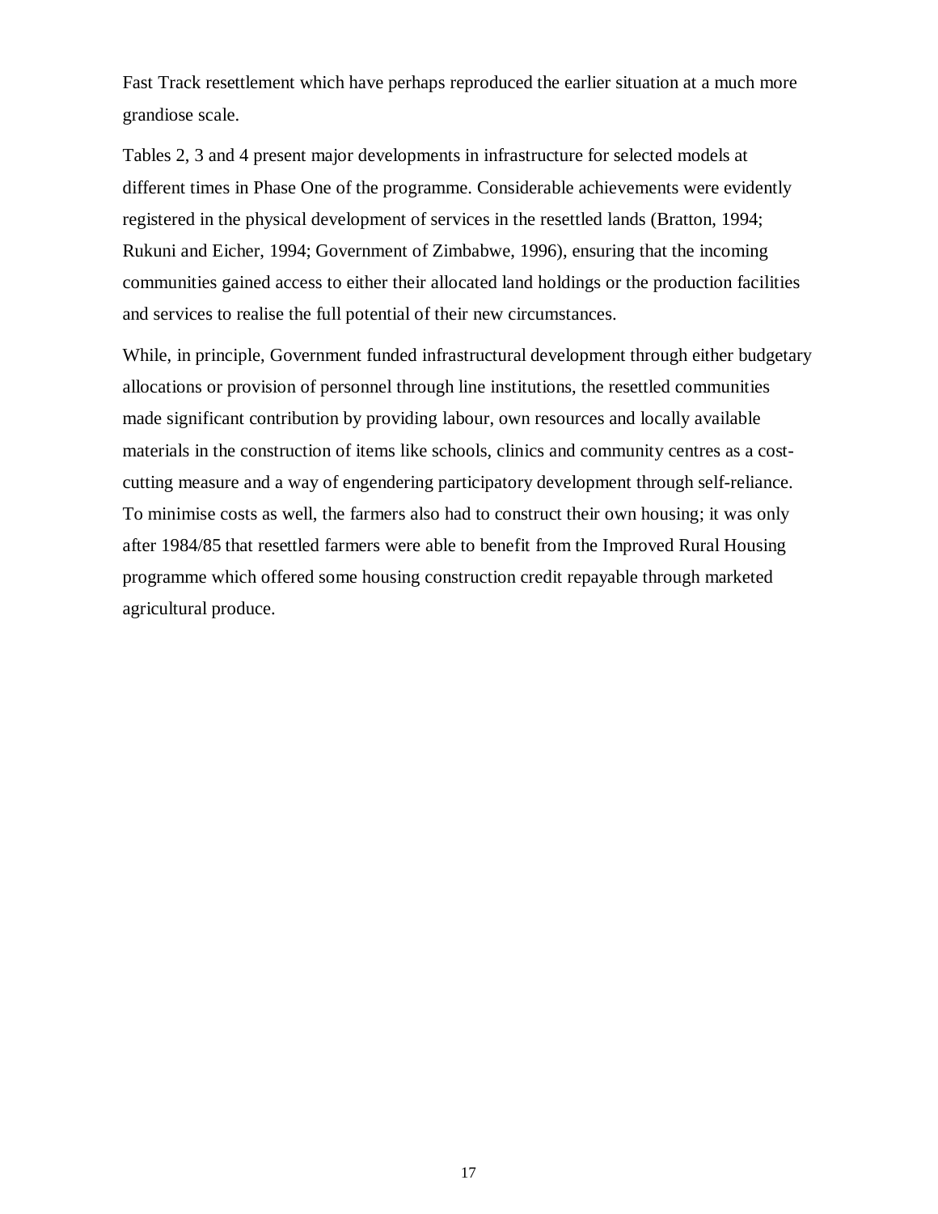Fast Track resettlement which have perhaps reproduced the earlier situation at a much more grandiose scale.

Tables 2, 3 and 4 present major developments in infrastructure for selected models at different times in Phase One of the programme. Considerable achievements were evidently registered in the physical development of services in the resettled lands (Bratton, 1994; Rukuni and Eicher, 1994; Government of Zimbabwe, 1996), ensuring that the incoming communities gained access to either their allocated land holdings or the production facilities and services to realise the full potential of their new circumstances.

While, in principle, Government funded infrastructural development through either budgetary allocations or provision of personnel through line institutions, the resettled communities made significant contribution by providing labour, own resources and locally available materials in the construction of items like schools, clinics and community centres as a cost-cutting measure and a way of engendering participatory development through self-reliance. To minimise costs as well, the farmers also had to construct their own housing; it was only after 1984/85 that resettled farmers were able to benefit from the Improved Rural Housing programme which offered some housing construction credit repayable through marketed agricultural produce.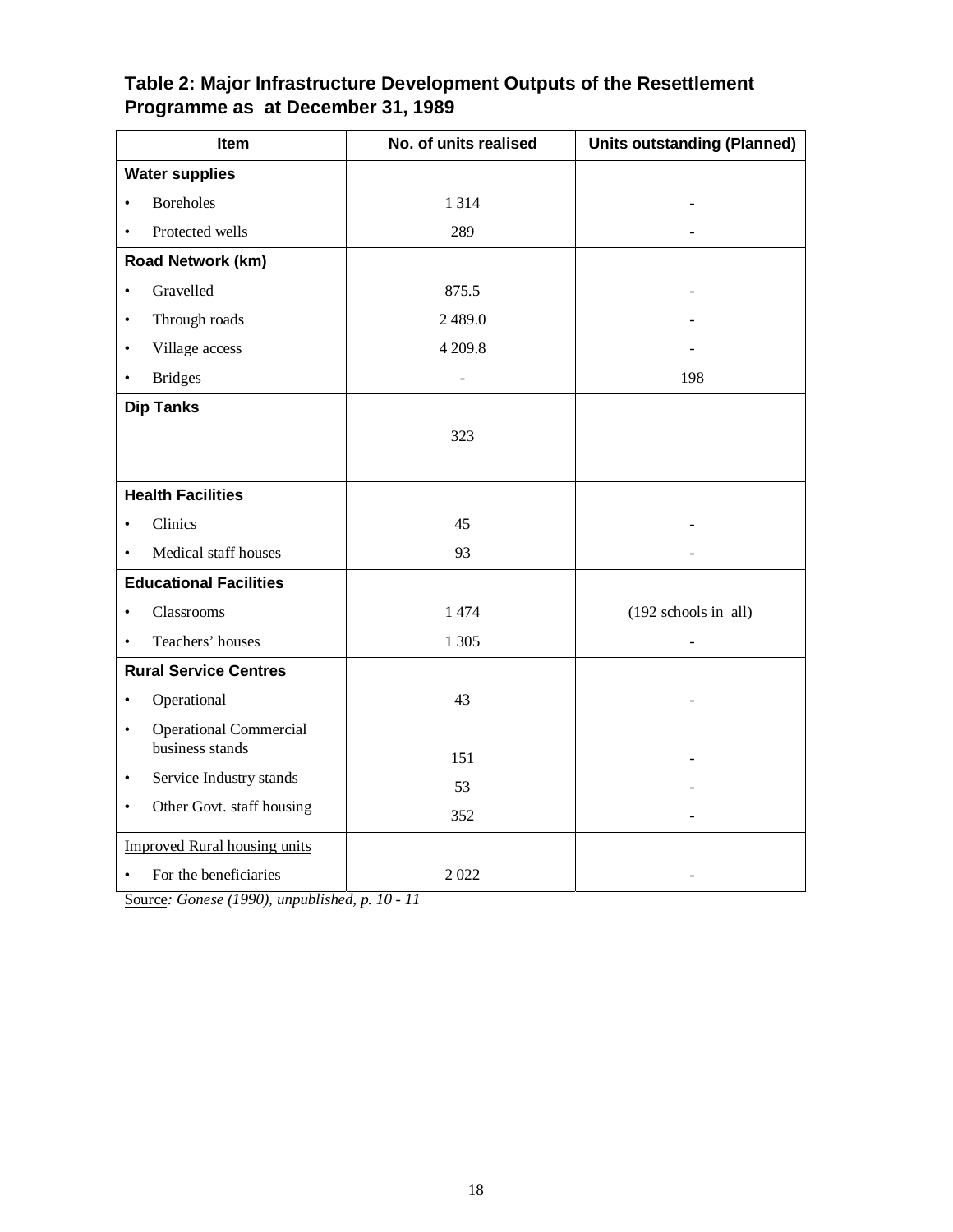**Table 2: Major Infrastructure Development Outputs of the Resettlement Programme as at December 31, 1989**

| Item | No. of units realised | Units outstanding (Planned) |
|---|---|---|
| **Water supplies** | | |
| • Boreholes | 1 314 | - |
| • Protected wells | 289 | - |
| **Road Network (km)** | | |
| • Gravelled | 875.5 | - |
| • Through roads | 2 489.0 | - |
| • Village access | 4 209.8 | - |
| • Bridges | - | 198 |
| **Dip Tanks** | 323 | |
| **Health Facilities** | | |
| • Clinics | 45 | - |
| • Medical staff houses | 93 | - |
| **Educational Facilities** | | |
| • Classrooms | 1 474 | (192 schools in all) |
| • Teachers' houses | 1 305 | - |
| **Rural Service Centres** | | |
| • Operational | 43 | - |
| • Operational Commercial business stands | 151 | - |
| • Service Industry stands | 53 | - |
| • Other Govt. staff housing | 352 | - |
| Improved Rural housing units | | |
| • For the beneficiaries | 2 022 | - |

Source*: Gonese (1990), unpublished, p. 10 - 11*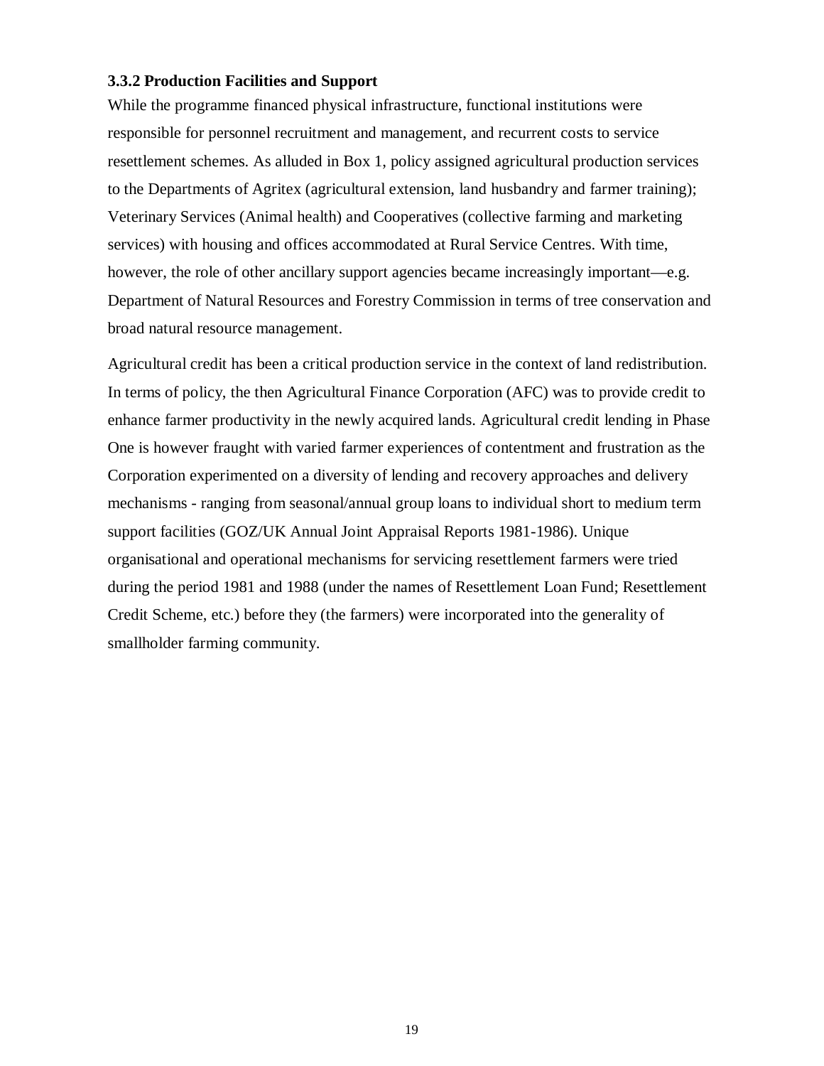### 3.3.2 Production Facilities and Support

While the programme financed physical infrastructure, functional institutions were responsible for personnel recruitment and management, and recurrent costs to service resettlement schemes. As alluded in Box 1, policy assigned agricultural production services to the Departments of Agritex (agricultural extension, land husbandry and farmer training); Veterinary Services (Animal health) and Cooperatives (collective farming and marketing services) with housing and offices accommodated at Rural Service Centres. With time, however, the role of other ancillary support agencies became increasingly important—e.g. Department of Natural Resources and Forestry Commission in terms of tree conservation and broad natural resource management.

Agricultural credit has been a critical production service in the context of land redistribution. In terms of policy, the then Agricultural Finance Corporation (AFC) was to provide credit to enhance farmer productivity in the newly acquired lands. Agricultural credit lending in Phase One is however fraught with varied farmer experiences of contentment and frustration as the Corporation experimented on a diversity of lending and recovery approaches and delivery mechanisms - ranging from seasonal/annual group loans to individual short to medium term support facilities (GOZ/UK Annual Joint Appraisal Reports 1981-1986). Unique organisational and operational mechanisms for servicing resettlement farmers were tried during the period 1981 and 1988 (under the names of Resettlement Loan Fund; Resettlement Credit Scheme, etc.) before they (the farmers) were incorporated into the generality of smallholder farming community.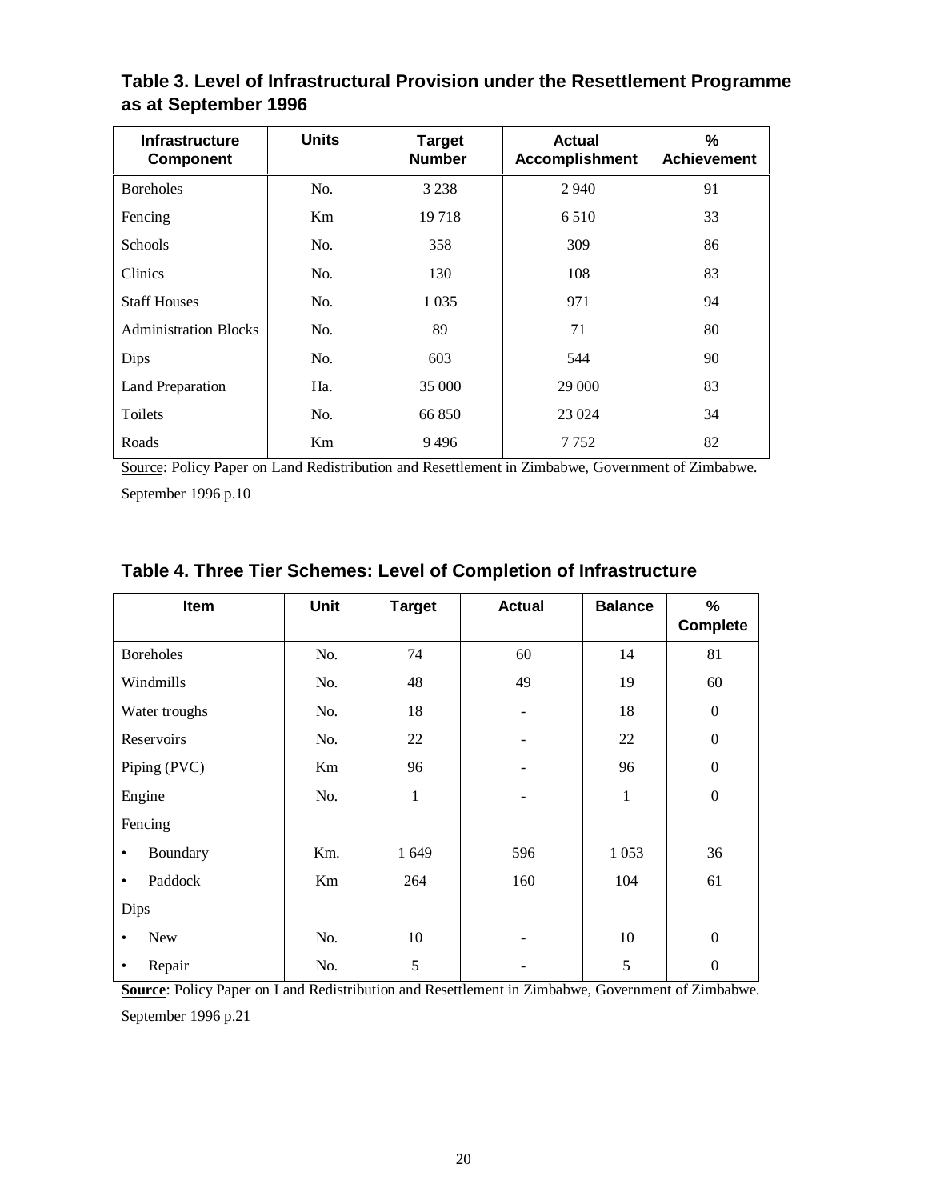### Table 3. Level of Infrastructural Provision under the Resettlement Programme as at September 1996

| Infrastructure Component | Units | Target Number | Actual Accomplishment | % Achievement |
|---|---|---|---|---|
| Boreholes | No. | 3 238 | 2 940 | 91 |
| Fencing | Km | 19 718 | 6 510 | 33 |
| Schools | No. | 358 | 309 | 86 |
| Clinics | No. | 130 | 108 | 83 |
| Staff Houses | No. | 1 035 | 971 | 94 |
| Administration Blocks | No. | 89 | 71 | 80 |
| Dips | No. | 603 | 544 | 90 |
| Land Preparation | Ha. | 35 000 | 29 000 | 83 |
| Toilets | No. | 66 850 | 23 024 | 34 |
| Roads | Km | 9 496 | 7 752 | 82 |

Source: Policy Paper on Land Redistribution and Resettlement in Zimbabwe, Government of Zimbabwe. September 1996 p.10

### Table 4. Three Tier Schemes: Level of Completion of Infrastructure

| Item | Unit | Target | Actual | Balance | % Complete |
|---|---|---|---|---|---|
| Boreholes | No. | 74 | 60 | 14 | 81 |
| Windmills | No. | 48 | 49 | 19 | 60 |
| Water troughs | No. | 18 | - | 18 | 0 |
| Reservoirs | No. | 22 | - | 22 | 0 |
| Piping (PVC) | Km | 96 | - | 96 | 0 |
| Engine | No. | 1 | - | 1 | 0 |
| Fencing | | | | | |
| • Boundary | Km. | 1 649 | 596 | 1 053 | 36 |
| • Paddock | Km | 264 | 160 | 104 | 61 |
| Dips | | | | | |
| • New | No. | 10 | - | 10 | 0 |
| • Repair | No. | 5 | - | 5 | 0 |

**Source**: Policy Paper on Land Redistribution and Resettlement in Zimbabwe, Government of Zimbabwe. September 1996 p.21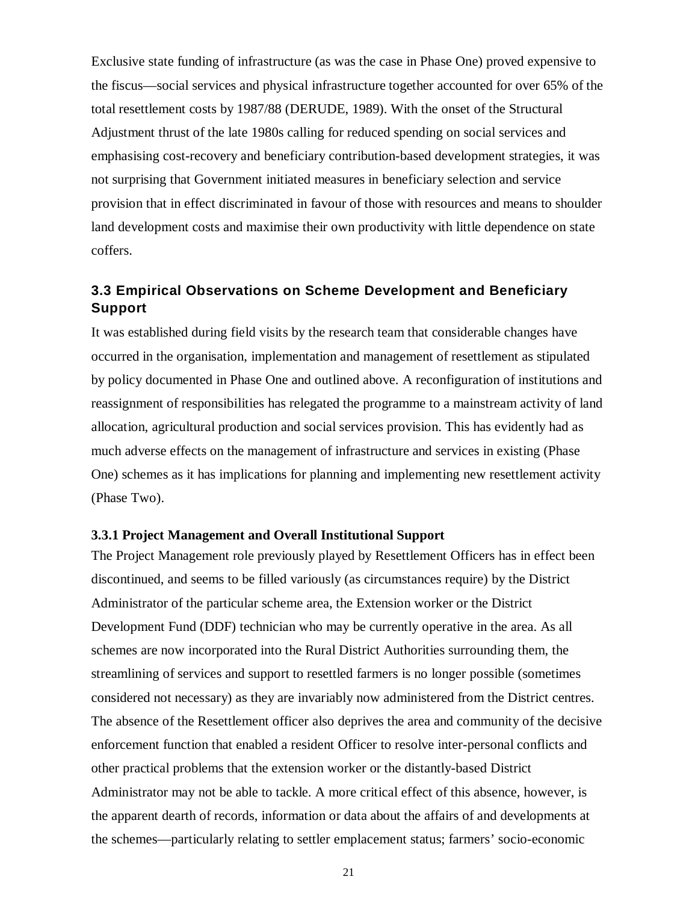Exclusive state funding of infrastructure (as was the case in Phase One) proved expensive to the fiscus—social services and physical infrastructure together accounted for over 65% of the total resettlement costs by 1987/88 (DERUDE, 1989). With the onset of the Structural Adjustment thrust of the late 1980s calling for reduced spending on social services and emphasising cost-recovery and beneficiary contribution-based development strategies, it was not surprising that Government initiated measures in beneficiary selection and service provision that in effect discriminated in favour of those with resources and means to shoulder land development costs and maximise their own productivity with little dependence on state coffers.

## 3.3 Empirical Observations on Scheme Development and Beneficiary Support

It was established during field visits by the research team that considerable changes have occurred in the organisation, implementation and management of resettlement as stipulated by policy documented in Phase One and outlined above. A reconfiguration of institutions and reassignment of responsibilities has relegated the programme to a mainstream activity of land allocation, agricultural production and social services provision. This has evidently had as much adverse effects on the management of infrastructure and services in existing (Phase One) schemes as it has implications for planning and implementing new resettlement activity (Phase Two).

### 3.3.1 Project Management and Overall Institutional Support

The Project Management role previously played by Resettlement Officers has in effect been discontinued, and seems to be filled variously (as circumstances require) by the District Administrator of the particular scheme area, the Extension worker or the District Development Fund (DDF) technician who may be currently operative in the area. As all schemes are now incorporated into the Rural District Authorities surrounding them, the streamlining of services and support to resettled farmers is no longer possible (sometimes considered not necessary) as they are invariably now administered from the District centres. The absence of the Resettlement officer also deprives the area and community of the decisive enforcement function that enabled a resident Officer to resolve inter-personal conflicts and other practical problems that the extension worker or the distantly-based District Administrator may not be able to tackle. A more critical effect of this absence, however, is the apparent dearth of records, information or data about the affairs of and developments at the schemes—particularly relating to settler emplacement status; farmers' socio-economic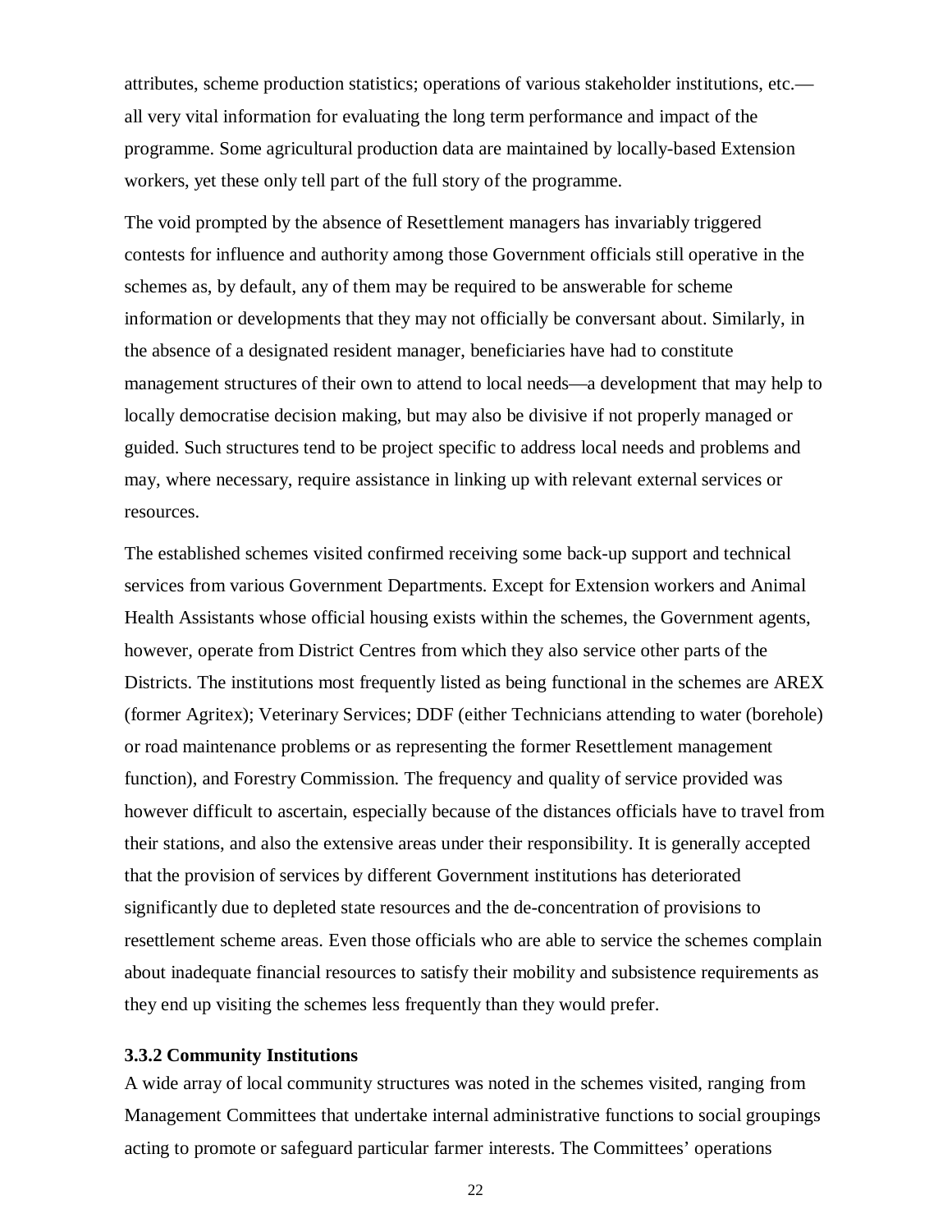attributes, scheme production statistics; operations of various stakeholder institutions, etc.—all very vital information for evaluating the long term performance and impact of the programme. Some agricultural production data are maintained by locally-based Extension workers, yet these only tell part of the full story of the programme.

The void prompted by the absence of Resettlement managers has invariably triggered contests for influence and authority among those Government officials still operative in the schemes as, by default, any of them may be required to be answerable for scheme information or developments that they may not officially be conversant about. Similarly, in the absence of a designated resident manager, beneficiaries have had to constitute management structures of their own to attend to local needs—a development that may help to locally democratise decision making, but may also be divisive if not properly managed or guided. Such structures tend to be project specific to address local needs and problems and may, where necessary, require assistance in linking up with relevant external services or resources.

The established schemes visited confirmed receiving some back-up support and technical services from various Government Departments. Except for Extension workers and Animal Health Assistants whose official housing exists within the schemes, the Government agents, however, operate from District Centres from which they also service other parts of the Districts. The institutions most frequently listed as being functional in the schemes are AREX (former Agritex); Veterinary Services; DDF (either Technicians attending to water (borehole) or road maintenance problems or as representing the former Resettlement management function), and Forestry Commission. The frequency and quality of service provided was however difficult to ascertain, especially because of the distances officials have to travel from their stations, and also the extensive areas under their responsibility. It is generally accepted that the provision of services by different Government institutions has deteriorated significantly due to depleted state resources and the de-concentration of provisions to resettlement scheme areas. Even those officials who are able to service the schemes complain about inadequate financial resources to satisfy their mobility and subsistence requirements as they end up visiting the schemes less frequently than they would prefer.

### 3.3.2 Community Institutions

A wide array of local community structures was noted in the schemes visited, ranging from Management Committees that undertake internal administrative functions to social groupings acting to promote or safeguard particular farmer interests. The Committees' operations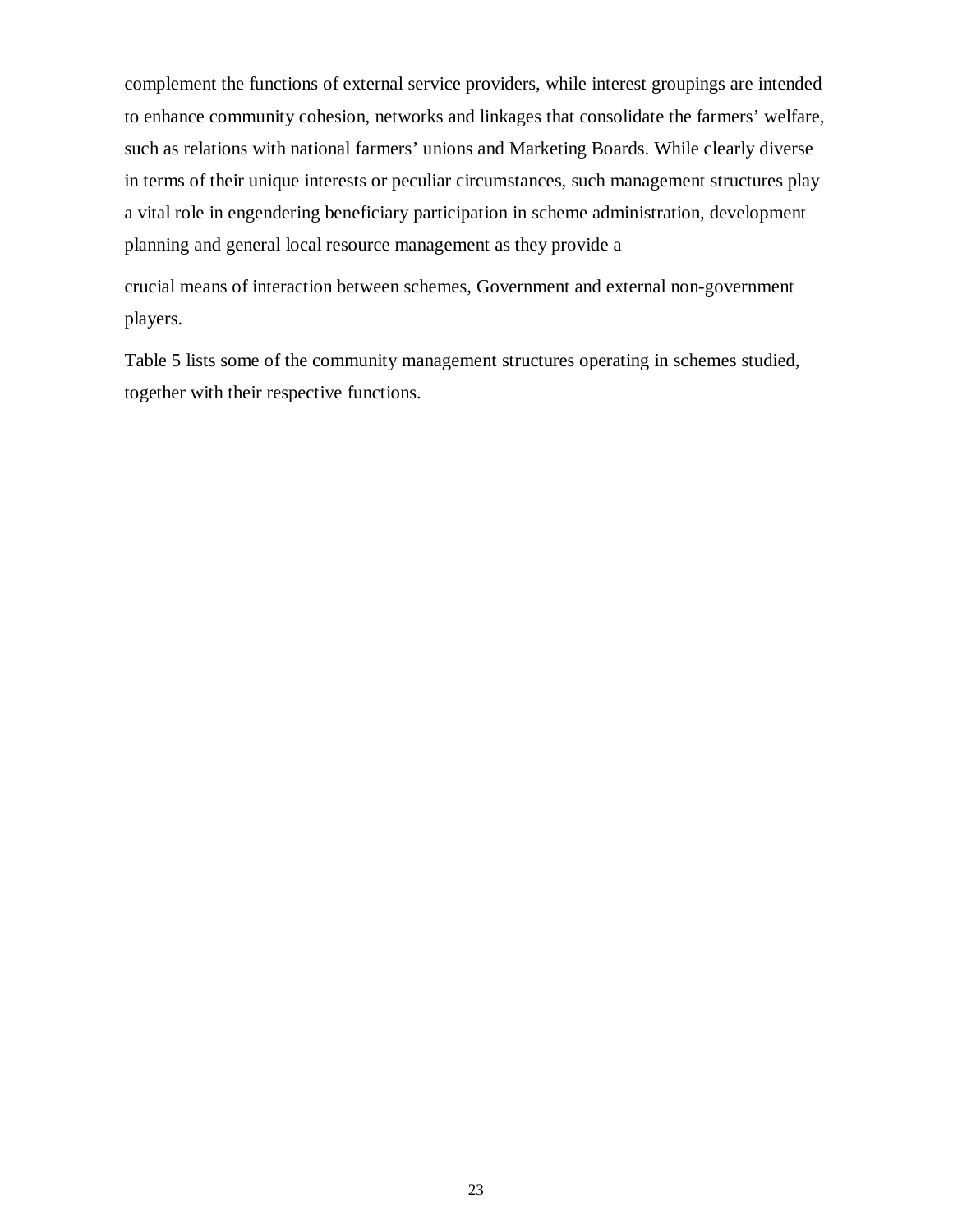complement the functions of external service providers, while interest groupings are intended to enhance community cohesion, networks and linkages that consolidate the farmers' welfare, such as relations with national farmers' unions and Marketing Boards. While clearly diverse in terms of their unique interests or peculiar circumstances, such management structures play a vital role in engendering beneficiary participation in scheme administration, development planning and general local resource management as they provide a crucial means of interaction between schemes, Government and external non-government players.

Table 5 lists some of the community management structures operating in schemes studied, together with their respective functions.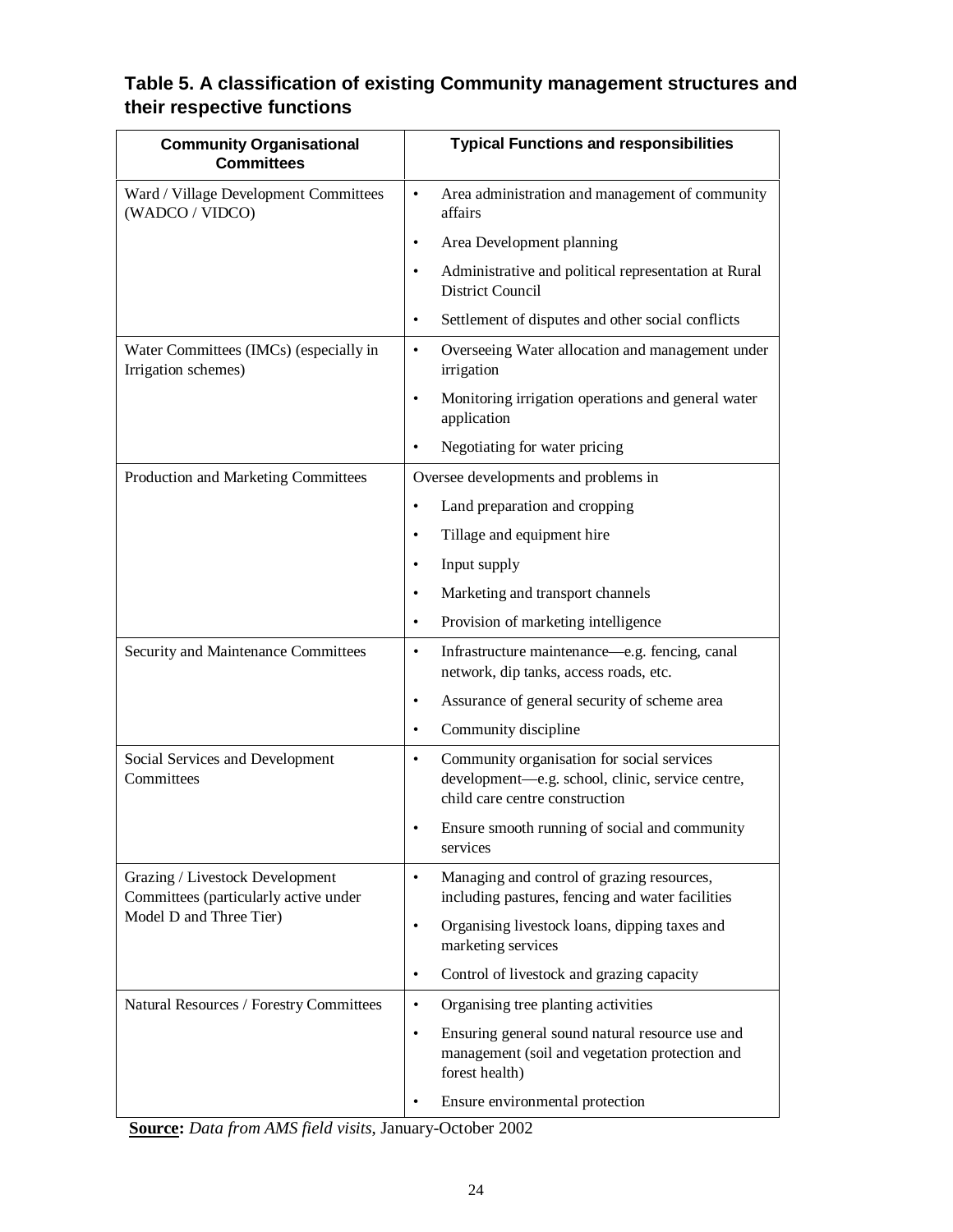### Table 5. A classification of existing Community management structures and their respective functions

| Community Organisational Committees | Typical Functions and responsibilities |
|---|---|
| Ward / Village Development Committees (WADCO / VIDCO) | • Area administration and management of community affairs<br>• Area Development planning<br>• Administrative and political representation at Rural District Council<br>• Settlement of disputes and other social conflicts |
| Water Committees (IMCs) (especially in Irrigation schemes) | • Overseeing Water allocation and management under irrigation<br>• Monitoring irrigation operations and general water application<br>• Negotiating for water pricing |
| Production and Marketing Committees | Oversee developments and problems in<br>• Land preparation and cropping<br>• Tillage and equipment hire<br>• Input supply<br>• Marketing and transport channels<br>• Provision of marketing intelligence |
| Security and Maintenance Committees | • Infrastructure maintenance—e.g. fencing, canal network, dip tanks, access roads, etc.<br>• Assurance of general security of scheme area<br>• Community discipline |
| Social Services and Development Committees | • Community organisation for social services development—e.g. school, clinic, service centre, child care centre construction<br>• Ensure smooth running of social and community services |
| Grazing / Livestock Development Committees (particularly active under Model D and Three Tier) | • Managing and control of grazing resources, including pastures, fencing and water facilities<br>• Organising livestock loans, dipping taxes and marketing services<br>• Control of livestock and grazing capacity |
| Natural Resources / Forestry Committees | • Organising tree planting activities<br>• Ensuring general sound natural resource use and management (soil and vegetation protection and forest health)<br>• Ensure environmental protection |

**Source:** *Data from AMS field visits*, January-October 2002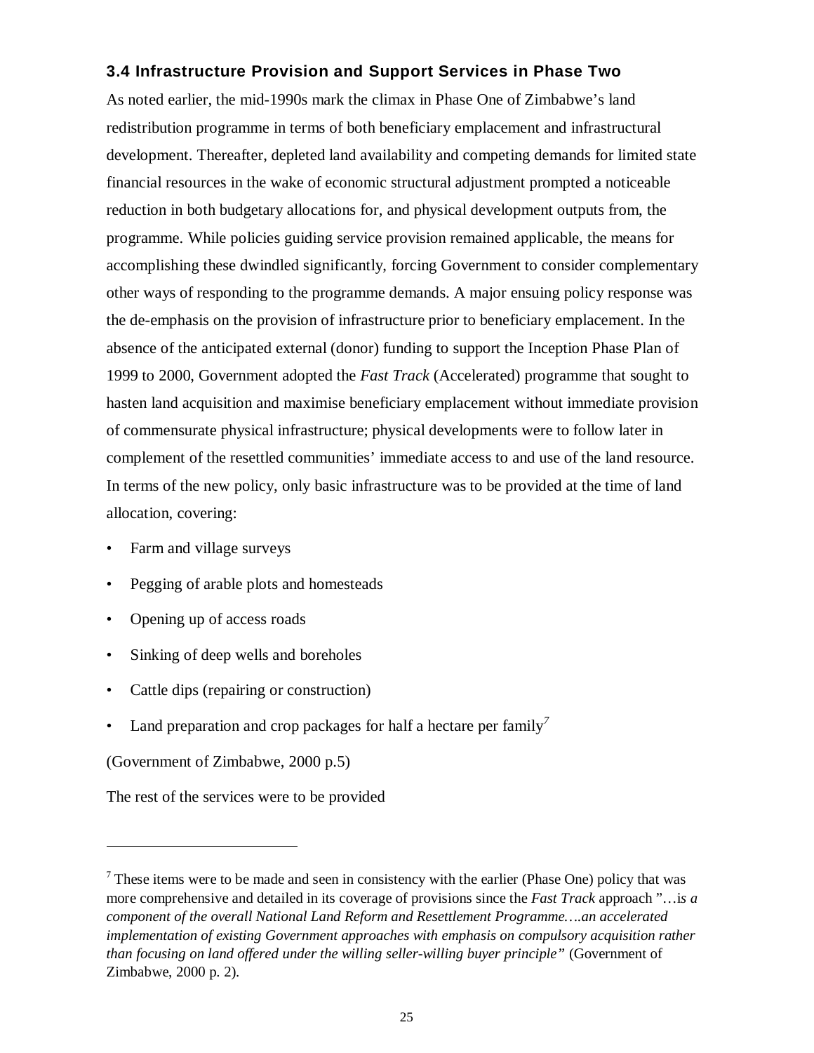### 3.4 Infrastructure Provision and Support Services in Phase Two

As noted earlier, the mid-1990s mark the climax in Phase One of Zimbabwe's land redistribution programme in terms of both beneficiary emplacement and infrastructural development. Thereafter, depleted land availability and competing demands for limited state financial resources in the wake of economic structural adjustment prompted a noticeable reduction in both budgetary allocations for, and physical development outputs from, the programme. While policies guiding service provision remained applicable, the means for accomplishing these dwindled significantly, forcing Government to consider complementary other ways of responding to the programme demands. A major ensuing policy response was the de-emphasis on the provision of infrastructure prior to beneficiary emplacement. In the absence of the anticipated external (donor) funding to support the Inception Phase Plan of 1999 to 2000, Government adopted the *Fast Track* (Accelerated) programme that sought to hasten land acquisition and maximise beneficiary emplacement without immediate provision of commensurate physical infrastructure; physical developments were to follow later in complement of the resettled communities' immediate access to and use of the land resource. In terms of the new policy, only basic infrastructure was to be provided at the time of land allocation, covering:

- Farm and village surveys
- Pegging of arable plots and homesteads
- Opening up of access roads
- Sinking of deep wells and boreholes
- Cattle dips (repairing or construction)
- Land preparation and crop packages for half a hectare per family[7]

(Government of Zimbabwe, 2000 p.5)

The rest of the services were to be provided

---

[7] These items were to be made and seen in consistency with the earlier (Phase One) policy that was more comprehensive and detailed in its coverage of provisions since the *Fast Track* approach "…is *a component of the overall National Land Reform and Resettlement Programme….an accelerated implementation of existing Government approaches with emphasis on compulsory acquisition rather than focusing on land offered under the willing seller-willing buyer principle"* (Government of Zimbabwe, 2000 p. 2).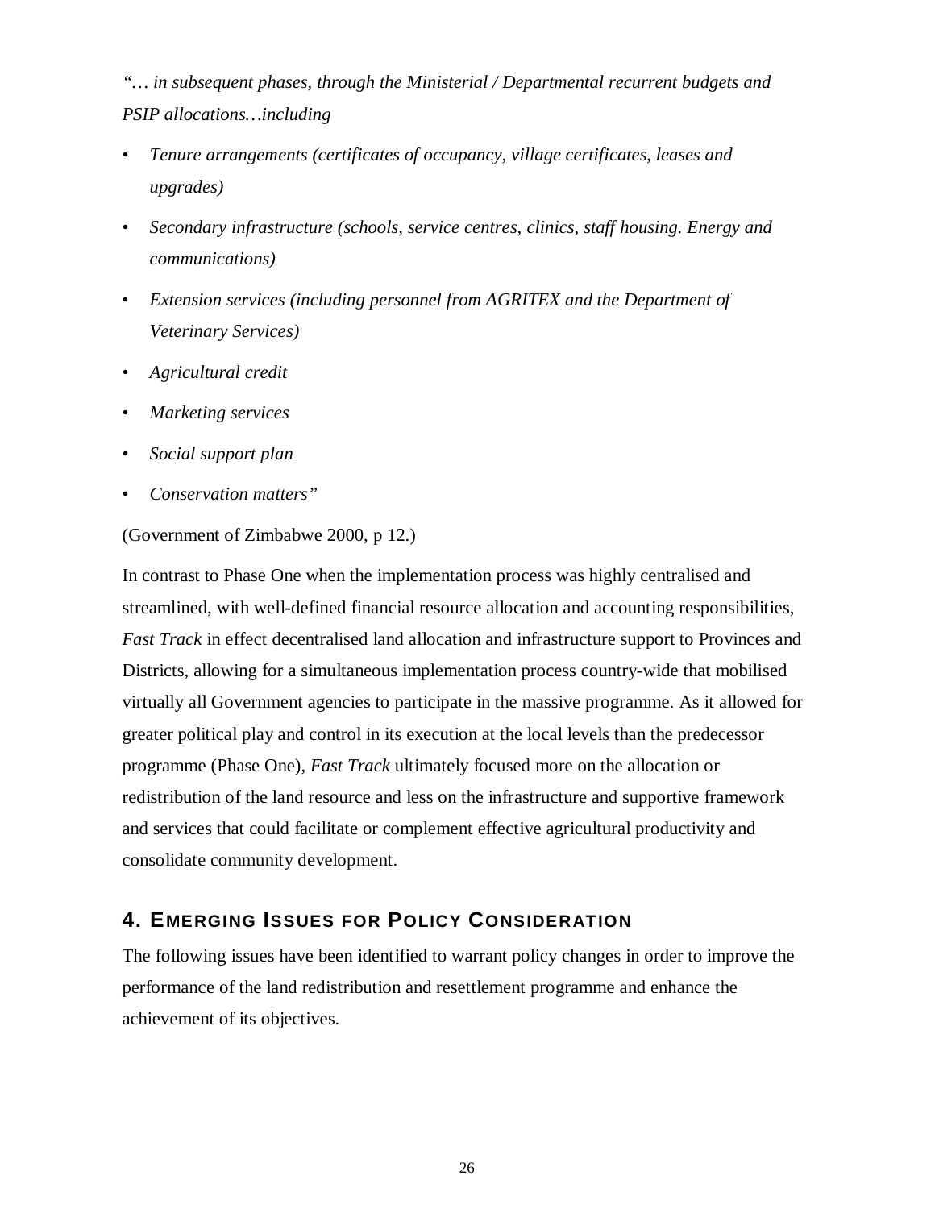*"… in subsequent phases, through the Ministerial / Departmental recurrent budgets and PSIP allocations…including*

- *Tenure arrangements (certificates of occupancy, village certificates, leases and upgrades)*
- *Secondary infrastructure (schools, service centres, clinics, staff housing. Energy and communications)*
- *Extension services (including personnel from AGRITEX and the Department of Veterinary Services)*
- *Agricultural credit*
- *Marketing services*
- *Social support plan*
- *Conservation matters"*

(Government of Zimbabwe 2000, p 12.)

In contrast to Phase One when the implementation process was highly centralised and streamlined, with well-defined financial resource allocation and accounting responsibilities, *Fast Track* in effect decentralised land allocation and infrastructure support to Provinces and Districts, allowing for a simultaneous implementation process country-wide that mobilised virtually all Government agencies to participate in the massive programme. As it allowed for greater political play and control in its execution at the local levels than the predecessor programme (Phase One), *Fast Track* ultimately focused more on the allocation or redistribution of the land resource and less on the infrastructure and supportive framework and services that could facilitate or complement effective agricultural productivity and consolidate community development.

## 4. Emerging Issues for Policy Consideration

The following issues have been identified to warrant policy changes in order to improve the performance of the land redistribution and resettlement programme and enhance the achievement of its objectives.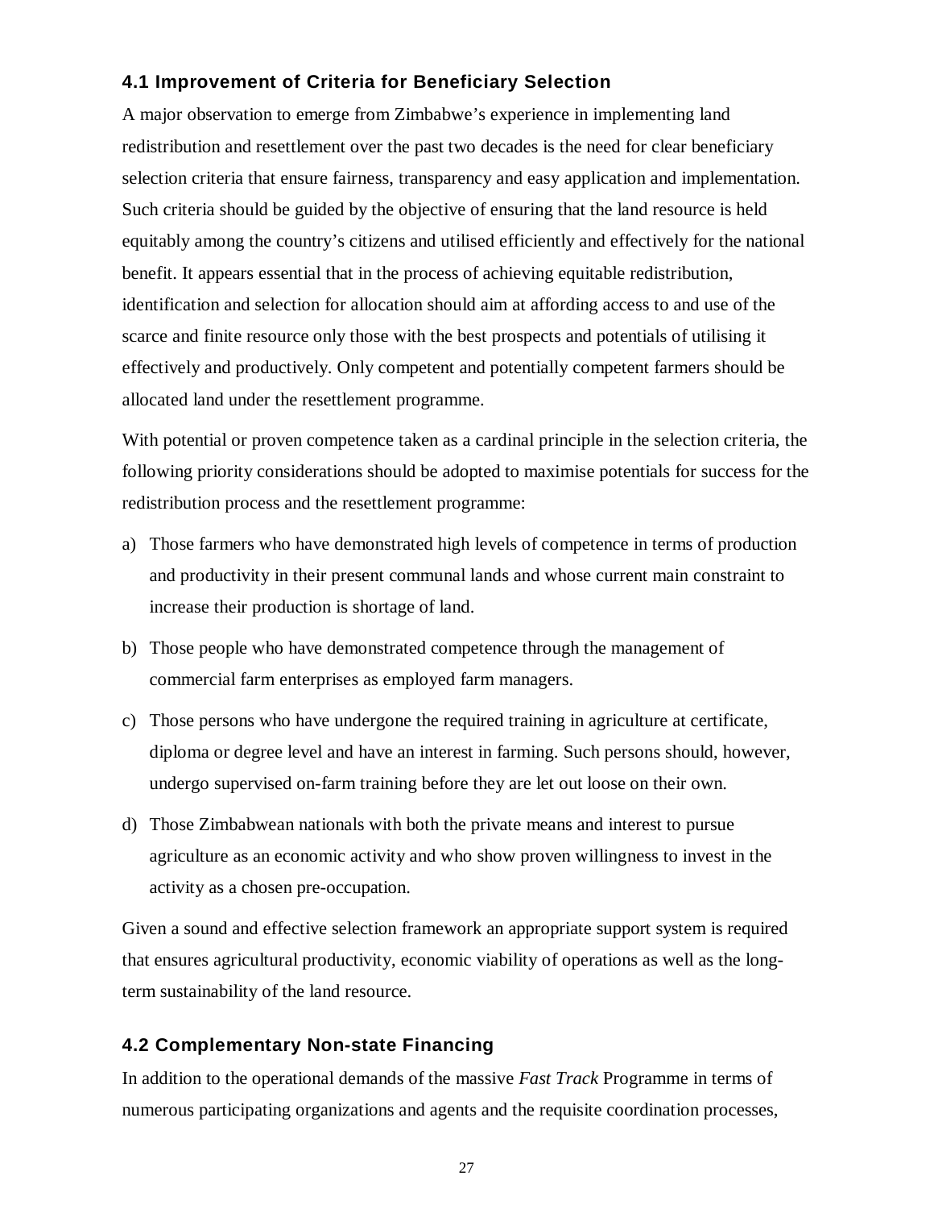### 4.1 Improvement of Criteria for Beneficiary Selection

A major observation to emerge from Zimbabwe's experience in implementing land redistribution and resettlement over the past two decades is the need for clear beneficiary selection criteria that ensure fairness, transparency and easy application and implementation. Such criteria should be guided by the objective of ensuring that the land resource is held equitably among the country's citizens and utilised efficiently and effectively for the national benefit. It appears essential that in the process of achieving equitable redistribution, identification and selection for allocation should aim at affording access to and use of the scarce and finite resource only those with the best prospects and potentials of utilising it effectively and productively. Only competent and potentially competent farmers should be allocated land under the resettlement programme.

With potential or proven competence taken as a cardinal principle in the selection criteria, the following priority considerations should be adopted to maximise potentials for success for the redistribution process and the resettlement programme:

a) Those farmers who have demonstrated high levels of competence in terms of production and productivity in their present communal lands and whose current main constraint to increase their production is shortage of land.

b) Those people who have demonstrated competence through the management of commercial farm enterprises as employed farm managers.

c) Those persons who have undergone the required training in agriculture at certificate, diploma or degree level and have an interest in farming. Such persons should, however, undergo supervised on-farm training before they are let out loose on their own.

d) Those Zimbabwean nationals with both the private means and interest to pursue agriculture as an economic activity and who show proven willingness to invest in the activity as a chosen pre-occupation.

Given a sound and effective selection framework an appropriate support system is required that ensures agricultural productivity, economic viability of operations as well as the long-term sustainability of the land resource.

### 4.2 Complementary Non-state Financing

In addition to the operational demands of the massive *Fast Track* Programme in terms of numerous participating organizations and agents and the requisite coordination processes,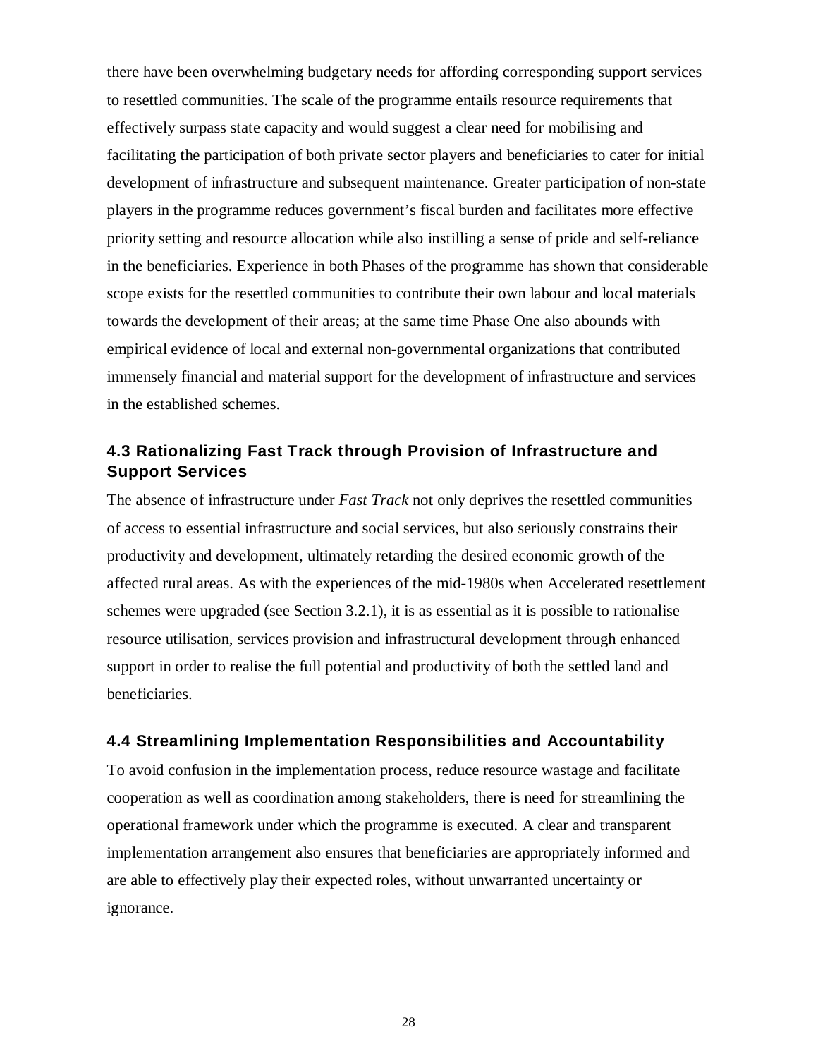there have been overwhelming budgetary needs for affording corresponding support services to resettled communities. The scale of the programme entails resource requirements that effectively surpass state capacity and would suggest a clear need for mobilising and facilitating the participation of both private sector players and beneficiaries to cater for initial development of infrastructure and subsequent maintenance. Greater participation of non-state players in the programme reduces government's fiscal burden and facilitates more effective priority setting and resource allocation while also instilling a sense of pride and self-reliance in the beneficiaries. Experience in both Phases of the programme has shown that considerable scope exists for the resettled communities to contribute their own labour and local materials towards the development of their areas; at the same time Phase One also abounds with empirical evidence of local and external non-governmental organizations that contributed immensely financial and material support for the development of infrastructure and services in the established schemes.

### 4.3 Rationalizing Fast Track through Provision of Infrastructure and Support Services

The absence of infrastructure under *Fast Track* not only deprives the resettled communities of access to essential infrastructure and social services, but also seriously constrains their productivity and development, ultimately retarding the desired economic growth of the affected rural areas. As with the experiences of the mid-1980s when Accelerated resettlement schemes were upgraded (see Section 3.2.1), it is as essential as it is possible to rationalise resource utilisation, services provision and infrastructural development through enhanced support in order to realise the full potential and productivity of both the settled land and beneficiaries.

### 4.4 Streamlining Implementation Responsibilities and Accountability

To avoid confusion in the implementation process, reduce resource wastage and facilitate cooperation as well as coordination among stakeholders, there is need for streamlining the operational framework under which the programme is executed. A clear and transparent implementation arrangement also ensures that beneficiaries are appropriately informed and are able to effectively play their expected roles, without unwarranted uncertainty or ignorance.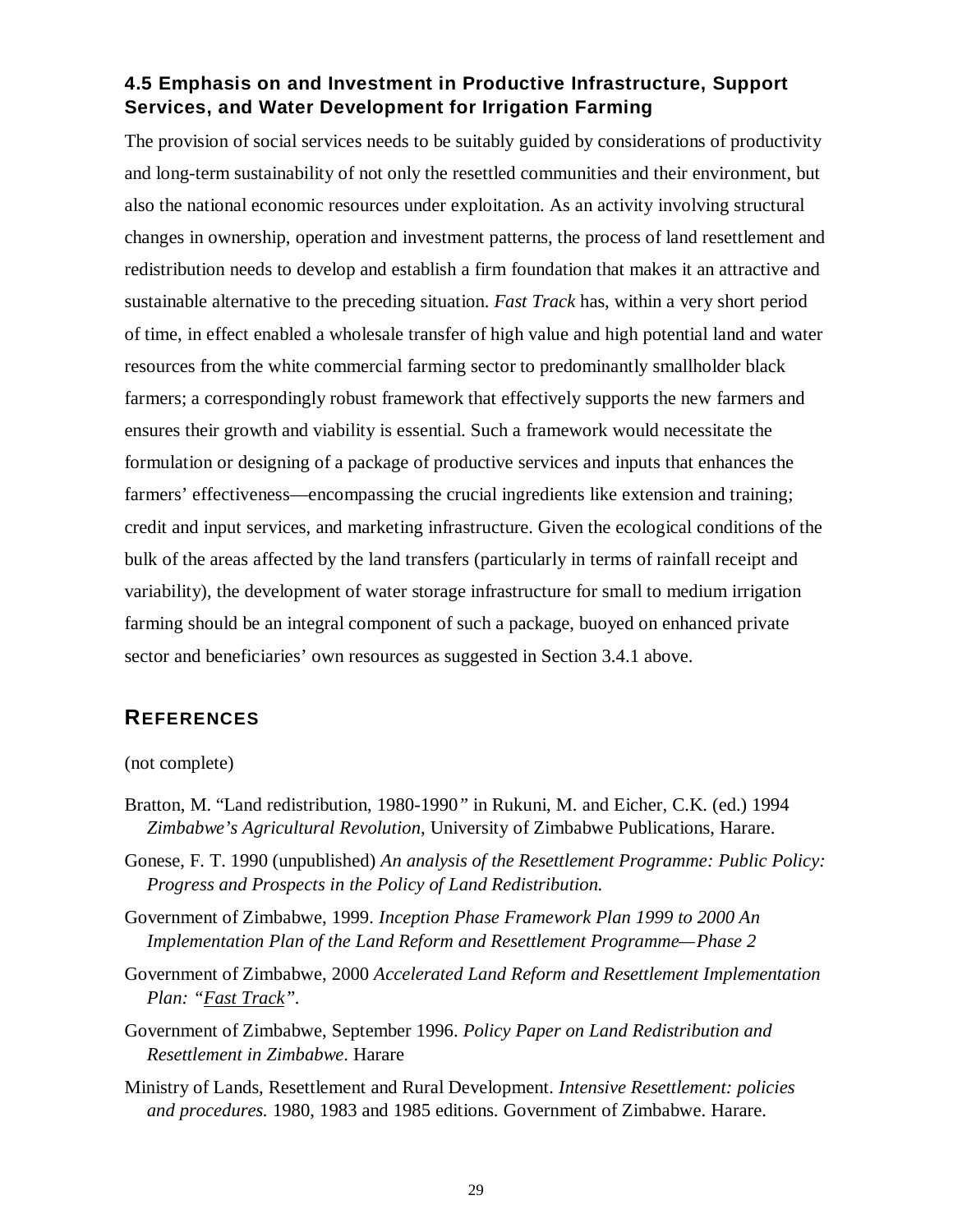### 4.5 Emphasis on and Investment in Productive Infrastructure, Support Services, and Water Development for Irrigation Farming

The provision of social services needs to be suitably guided by considerations of productivity and long-term sustainability of not only the resettled communities and their environment, but also the national economic resources under exploitation. As an activity involving structural changes in ownership, operation and investment patterns, the process of land resettlement and redistribution needs to develop and establish a firm foundation that makes it an attractive and sustainable alternative to the preceding situation. *Fast Track* has, within a very short period of time, in effect enabled a wholesale transfer of high value and high potential land and water resources from the white commercial farming sector to predominantly smallholder black farmers; a correspondingly robust framework that effectively supports the new farmers and ensures their growth and viability is essential. Such a framework would necessitate the formulation or designing of a package of productive services and inputs that enhances the farmers' effectiveness—encompassing the crucial ingredients like extension and training; credit and input services, and marketing infrastructure. Given the ecological conditions of the bulk of the areas affected by the land transfers (particularly in terms of rainfall receipt and variability), the development of water storage infrastructure for small to medium irrigation farming should be an integral component of such a package, buoyed on enhanced private sector and beneficiaries' own resources as suggested in Section 3.4.1 above.

## REFERENCES

(not complete)

Bratton, M. "Land redistribution, 1980-1990" in Rukuni, M. and Eicher, C.K. (ed.) 1994 *Zimbabwe's Agricultural Revolution*, University of Zimbabwe Publications, Harare.

Gonese, F. T. 1990 (unpublished) *An analysis of the Resettlement Programme: Public Policy: Progress and Prospects in the Policy of Land Redistribution.*

Government of Zimbabwe, 1999. *Inception Phase Framework Plan 1999 to 2000 An Implementation Plan of the Land Reform and Resettlement Programme—Phase 2*

Government of Zimbabwe, 2000 *Accelerated Land Reform and Resettlement Implementation Plan: "Fast Track".*

Government of Zimbabwe, September 1996. *Policy Paper on Land Redistribution and Resettlement in Zimbabwe*. Harare

Ministry of Lands, Resettlement and Rural Development. *Intensive Resettlement: policies and procedures.* 1980, 1983 and 1985 editions. Government of Zimbabwe. Harare.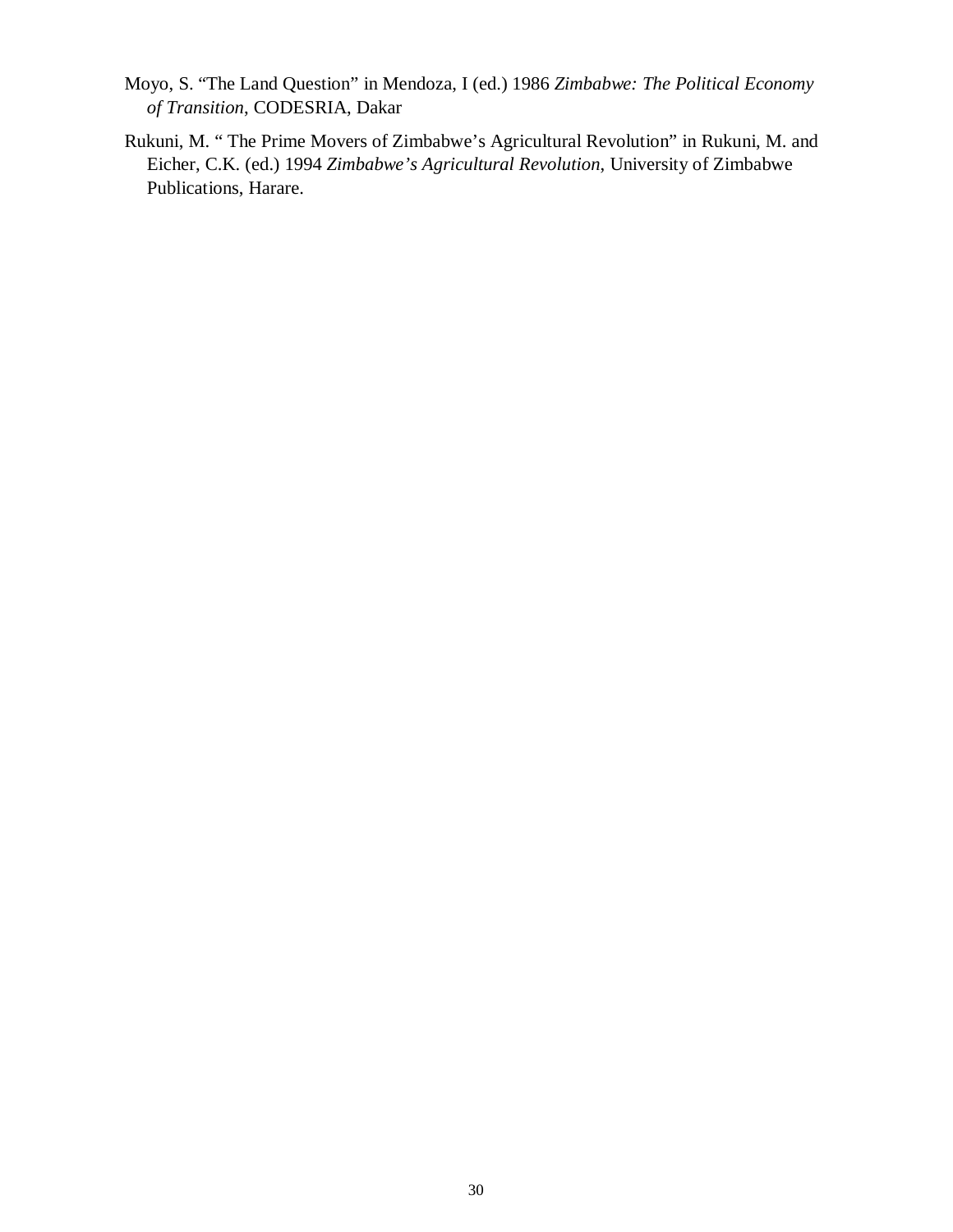Moyo, S. "The Land Question" in Mendoza, I (ed.) 1986 *Zimbabwe: The Political Economy of Transition*, CODESRIA, Dakar

Rukuni, M. " The Prime Movers of Zimbabwe's Agricultural Revolution" in Rukuni, M. and Eicher, C.K. (ed.) 1994 *Zimbabwe's Agricultural Revolution*, University of Zimbabwe Publications, Harare.